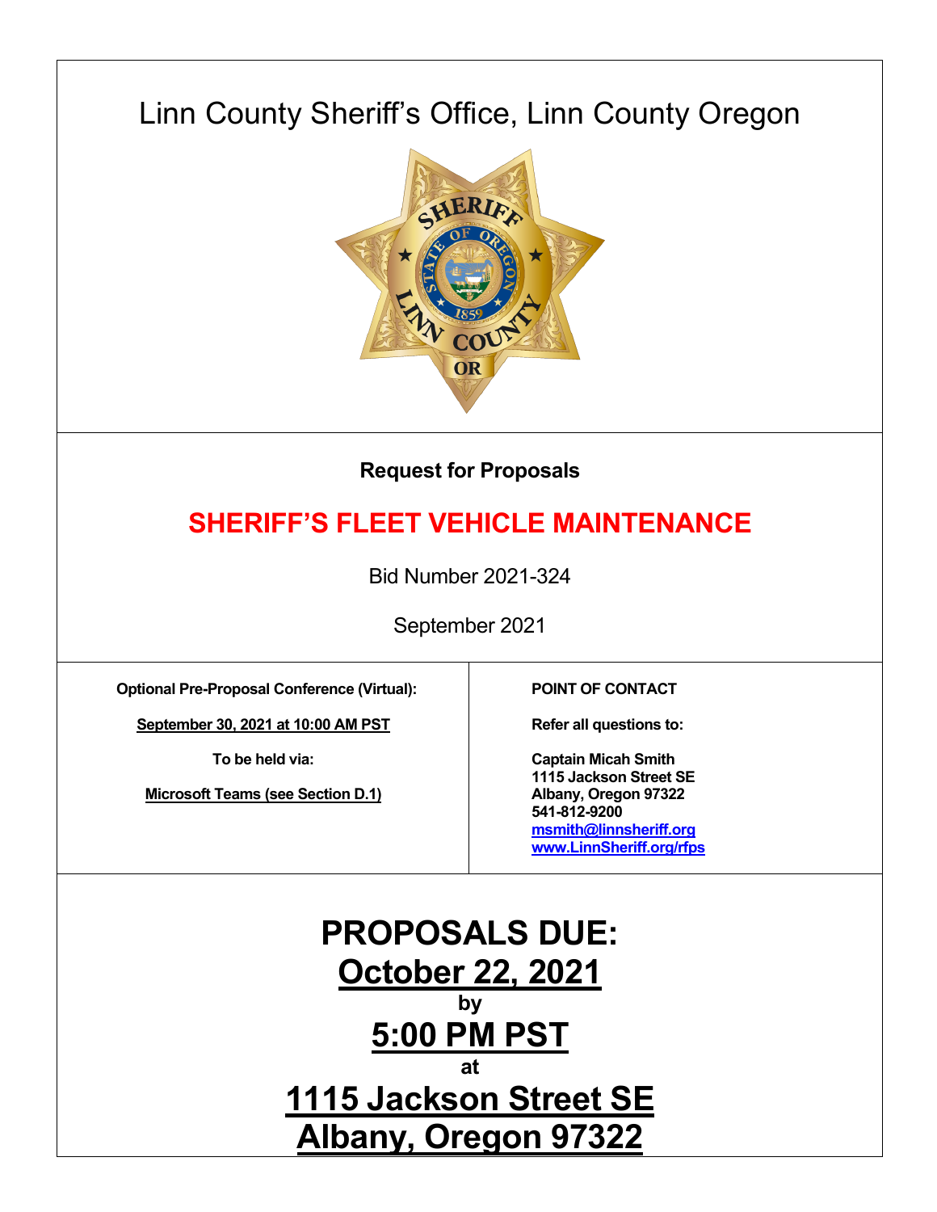# Linn County Sheriff's Office, Linn County Oregon

**Request for Proposals**

## SHERIFF'S FLEET VEHICLE MAINTENANCE

Bid Number 2021-324

September 2021

**Optional Pre-Proposal Conference (Virtual):**

**September 30, 2021 at 10:00 AM PST**

**To be held via:**

**Microsoft Teams (see Section D.1)**

**POINT OF CONTACT**

**Refer all questions to:**

**Captain Micah Smith**
**1115 Jackson Street SE**
**Albany, Oregon 97322**
**541-812-9200**
**msmith@linnsheriff.org**
**www.LinnSheriff.org/rfps**

# PROPOSALS DUE:
# October 22, 2021
**by**
# 5:00 PM PST
**at**
# 1115 Jackson Street SE
# Albany, Oregon 97322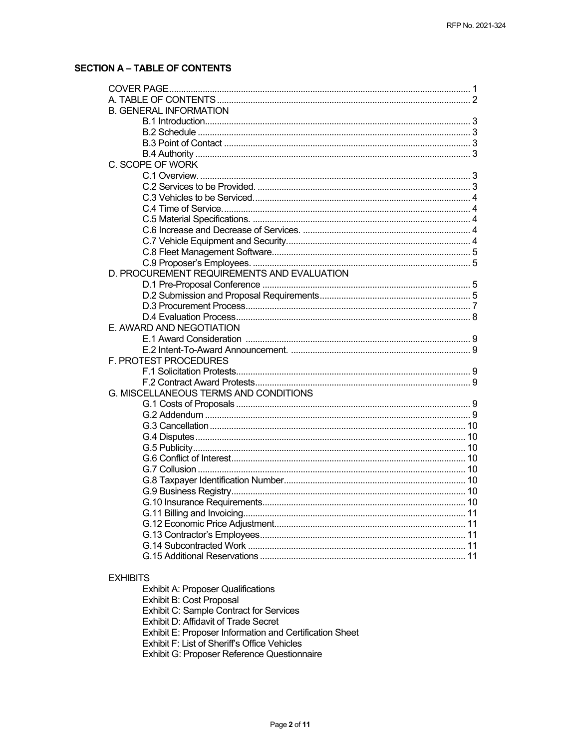## SECTION A – TABLE OF CONTENTS

| | |
|---|---|
| COVER PAGE | 1 |
| A. TABLE OF CONTENTS | 2 |
| B. GENERAL INFORMATION | |
| B.1 Introduction | 3 |
| B.2 Schedule | 3 |
| B.3 Point of Contact | 3 |
| B.4 Authority | 3 |
| C. SCOPE OF WORK | |
| C.1 Overview. | 3 |
| C.2 Services to be Provided. | 3 |
| C.3 Vehicles to be Serviced. | 4 |
| C.4 Time of Service. | 4 |
| C.5 Material Specifications. | 4 |
| C.6 Increase and Decrease of Services. | 4 |
| C.7 Vehicle Equipment and Security. | 4 |
| C.8 Fleet Management Software | 5 |
| C.9 Proposer's Employees. | 5 |
| D. PROCUREMENT REQUIREMENTS AND EVALUATION | |
| D.1 Pre-Proposal Conference | 5 |
| D.2 Submission and Proposal Requirements | 5 |
| D.3 Procurement Process | 7 |
| D.4 Evaluation Process | 8 |
| E. AWARD AND NEGOTIATION | |
| E.1 Award Consideration | 9 |
| E.2 Intent-To-Award Announcement. | 9 |
| F. PROTEST PROCEDURES | |
| F.1 Solicitation Protests | 9 |
| F.2 Contract Award Protests | 9 |
| G. MISCELLANEOUS TERMS AND CONDITIONS | |
| G.1 Costs of Proposals | 9 |
| G.2 Addendum | 9 |
| G.3 Cancellation | 10 |
| G.4 Disputes | 10 |
| G.5 Publicity | 10 |
| G.6 Conflict of Interest | 10 |
| G.7 Collusion | 10 |
| G.8 Taxpayer Identification Number | 10 |
| G.9 Business Registry | 10 |
| G.10 Insurance Requirements | 10 |
| G.11 Billing and Invoicing | 11 |
| G.12 Economic Price Adjustment | 11 |
| G.13 Contractor's Employees | 11 |
| G.14 Subcontracted Work | 11 |
| G.15 Additional Reservations | 11 |

EXHIBITS

- Exhibit A: Proposer Qualifications
- Exhibit B: Cost Proposal
- Exhibit C: Sample Contract for Services
- Exhibit D: Affidavit of Trade Secret
- Exhibit E: Proposer Information and Certification Sheet
- Exhibit F: List of Sheriff's Office Vehicles
- Exhibit G: Proposer Reference Questionnaire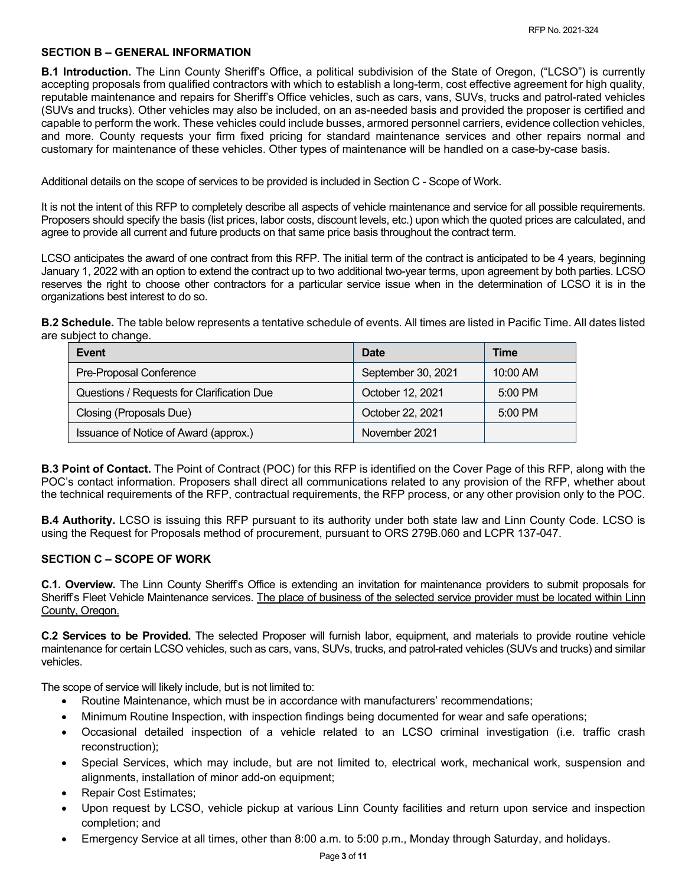## SECTION B – GENERAL INFORMATION

**B.1 Introduction.** The Linn County Sheriff's Office, a political subdivision of the State of Oregon, ("LCSO") is currently accepting proposals from qualified contractors with which to establish a long-term, cost effective agreement for high quality, reputable maintenance and repairs for Sheriff's Office vehicles, such as cars, vans, SUVs, trucks and patrol-rated vehicles (SUVs and trucks). Other vehicles may also be included, on an as-needed basis and provided the proposer is certified and capable to perform the work. These vehicles could include busses, armored personnel carriers, evidence collection vehicles, and more. County requests your firm fixed pricing for standard maintenance services and other repairs normal and customary for maintenance of these vehicles. Other types of maintenance will be handled on a case-by-case basis.

Additional details on the scope of services to be provided is included in Section C - Scope of Work.

It is not the intent of this RFP to completely describe all aspects of vehicle maintenance and service for all possible requirements. Proposers should specify the basis (list prices, labor costs, discount levels, etc.) upon which the quoted prices are calculated, and agree to provide all current and future products on that same price basis throughout the contract term.

LCSO anticipates the award of one contract from this RFP. The initial term of the contract is anticipated to be 4 years, beginning January 1, 2022 with an option to extend the contract up to two additional two-year terms, upon agreement by both parties. LCSO reserves the right to choose other contractors for a particular service issue when in the determination of LCSO it is in the organizations best interest to do so.

**B.2 Schedule.** The table below represents a tentative schedule of events. All times are listed in Pacific Time. All dates listed are subject to change.

| Event | Date | Time |
|---|---|---|
| Pre-Proposal Conference | September 30, 2021 | 10:00 AM |
| Questions / Requests for Clarification Due | October 12, 2021 | 5:00 PM |
| Closing (Proposals Due) | October 22, 2021 | 5:00 PM |
| Issuance of Notice of Award (approx.) | November 2021 | |

**B.3 Point of Contact.** The Point of Contract (POC) for this RFP is identified on the Cover Page of this RFP, along with the POC's contact information. Proposers shall direct all communications related to any provision of the RFP, whether about the technical requirements of the RFP, contractual requirements, the RFP process, or any other provision only to the POC.

**B.4 Authority.** LCSO is issuing this RFP pursuant to its authority under both state law and Linn County Code. LCSO is using the Request for Proposals method of procurement, pursuant to ORS 279B.060 and LCPR 137-047.

## SECTION C – SCOPE OF WORK

**C.1. Overview.** The Linn County Sheriff's Office is extending an invitation for maintenance providers to submit proposals for Sheriff's Fleet Vehicle Maintenance services. <u>The place of business of the selected service provider must be located within Linn County, Oregon.</u>

**C.2 Services to be Provided.** The selected Proposer will furnish labor, equipment, and materials to provide routine vehicle maintenance for certain LCSO vehicles, such as cars, vans, SUVs, trucks, and patrol-rated vehicles (SUVs and trucks) and similar vehicles.

The scope of service will likely include, but is not limited to:

- Routine Maintenance, which must be in accordance with manufacturers' recommendations;
- Minimum Routine Inspection, with inspection findings being documented for wear and safe operations;
- Occasional detailed inspection of a vehicle related to an LCSO criminal investigation (i.e. traffic crash reconstruction);
- Special Services, which may include, but are not limited to, electrical work, mechanical work, suspension and alignments, installation of minor add-on equipment;
- Repair Cost Estimates;
- Upon request by LCSO, vehicle pickup at various Linn County facilities and return upon service and inspection completion; and
- Emergency Service at all times, other than 8:00 a.m. to 5:00 p.m., Monday through Saturday, and holidays.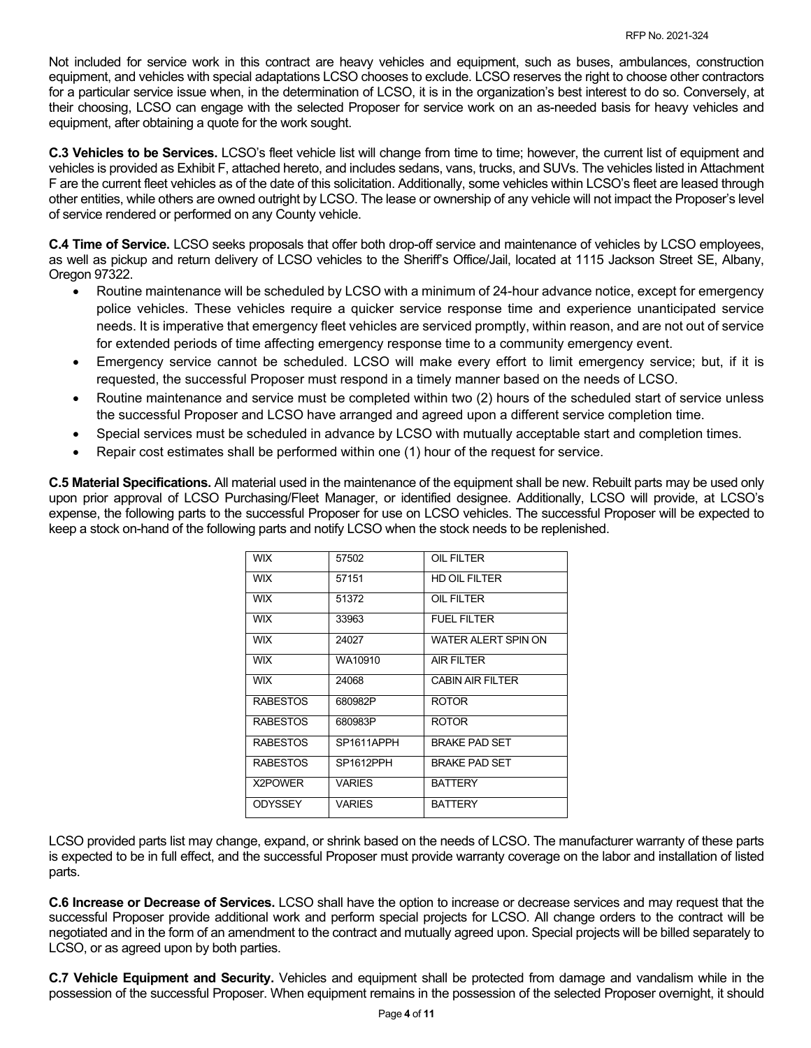Not included for service work in this contract are heavy vehicles and equipment, such as buses, ambulances, construction equipment, and vehicles with special adaptations LCSO chooses to exclude. LCSO reserves the right to choose other contractors for a particular service issue when, in the determination of LCSO, it is in the organization's best interest to do so. Conversely, at their choosing, LCSO can engage with the selected Proposer for service work on an as-needed basis for heavy vehicles and equipment, after obtaining a quote for the work sought.

**C.3 Vehicles to be Services.** LCSO's fleet vehicle list will change from time to time; however, the current list of equipment and vehicles is provided as Exhibit F, attached hereto, and includes sedans, vans, trucks, and SUVs. The vehicles listed in Attachment F are the current fleet vehicles as of the date of this solicitation. Additionally, some vehicles within LCSO's fleet are leased through other entities, while others are owned outright by LCSO. The lease or ownership of any vehicle will not impact the Proposer's level of service rendered or performed on any County vehicle.

**C.4 Time of Service.** LCSO seeks proposals that offer both drop-off service and maintenance of vehicles by LCSO employees, as well as pickup and return delivery of LCSO vehicles to the Sheriff's Office/Jail, located at 1115 Jackson Street SE, Albany, Oregon 97322.

- Routine maintenance will be scheduled by LCSO with a minimum of 24-hour advance notice, except for emergency police vehicles. These vehicles require a quicker service response time and experience unanticipated service needs. It is imperative that emergency fleet vehicles are serviced promptly, within reason, and are not out of service for extended periods of time affecting emergency response time to a community emergency event.
- Emergency service cannot be scheduled. LCSO will make every effort to limit emergency service; but, if it is requested, the successful Proposer must respond in a timely manner based on the needs of LCSO.
- Routine maintenance and service must be completed within two (2) hours of the scheduled start of service unless the successful Proposer and LCSO have arranged and agreed upon a different service completion time.
- Special services must be scheduled in advance by LCSO with mutually acceptable start and completion times.
- Repair cost estimates shall be performed within one (1) hour of the request for service.

**C.5 Material Specifications.** All material used in the maintenance of the equipment shall be new. Rebuilt parts may be used only upon prior approval of LCSO Purchasing/Fleet Manager, or identified designee. Additionally, LCSO will provide, at LCSO's expense, the following parts to the successful Proposer for use on LCSO vehicles. The successful Proposer will be expected to keep a stock on-hand of the following parts and notify LCSO when the stock needs to be replenished.

| | | |
|---|---|---|
| WIX | 57502 | OIL FILTER |
| WIX | 57151 | HD OIL FILTER |
| WIX | 51372 | OIL FILTER |
| WIX | 33963 | FUEL FILTER |
| WIX | 24027 | WATER ALERT SPIN ON |
| WIX | WA10910 | AIR FILTER |
| WIX | 24068 | CABIN AIR FILTER |
| RABESTOS | 680982P | ROTOR |
| RABESTOS | 680983P | ROTOR |
| RABESTOS | SP1611APPH | BRAKE PAD SET |
| RABESTOS | SP1612PPH | BRAKE PAD SET |
| X2POWER | VARIES | BATTERY |
| ODYSSEY | VARIES | BATTERY |

LCSO provided parts list may change, expand, or shrink based on the needs of LCSO. The manufacturer warranty of these parts is expected to be in full effect, and the successful Proposer must provide warranty coverage on the labor and installation of listed parts.

**C.6 Increase or Decrease of Services.** LCSO shall have the option to increase or decrease services and may request that the successful Proposer provide additional work and perform special projects for LCSO. All change orders to the contract will be negotiated and in the form of an amendment to the contract and mutually agreed upon. Special projects will be billed separately to LCSO, or as agreed upon by both parties.

**C.7 Vehicle Equipment and Security.** Vehicles and equipment shall be protected from damage and vandalism while in the possession of the successful Proposer. When equipment remains in the possession of the selected Proposer overnight, it should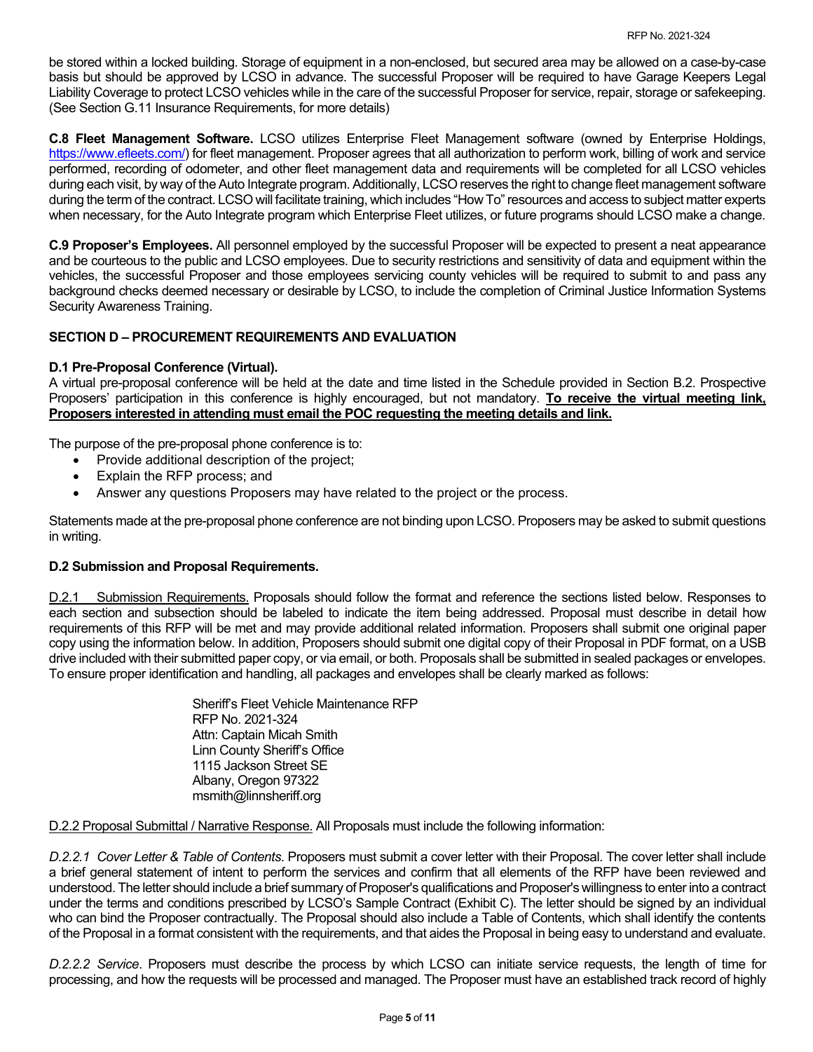be stored within a locked building. Storage of equipment in a non-enclosed, but secured area may be allowed on a case-by-case basis but should be approved by LCSO in advance. The successful Proposer will be required to have Garage Keepers Legal Liability Coverage to protect LCSO vehicles while in the care of the successful Proposer for service, repair, storage or safekeeping. (See Section G.11 Insurance Requirements, for more details)

**C.8 Fleet Management Software.** LCSO utilizes Enterprise Fleet Management software (owned by Enterprise Holdings, https://www.efleets.com/) for fleet management. Proposer agrees that all authorization to perform work, billing of work and service performed, recording of odometer, and other fleet management data and requirements will be completed for all LCSO vehicles during each visit, by way of the Auto Integrate program. Additionally, LCSO reserves the right to change fleet management software during the term of the contract. LCSO will facilitate training, which includes "How To" resources and access to subject matter experts when necessary, for the Auto Integrate program which Enterprise Fleet utilizes, or future programs should LCSO make a change.

**C.9 Proposer's Employees.** All personnel employed by the successful Proposer will be expected to present a neat appearance and be courteous to the public and LCSO employees. Due to security restrictions and sensitivity of data and equipment within the vehicles, the successful Proposer and those employees servicing county vehicles will be required to submit to and pass any background checks deemed necessary or desirable by LCSO, to include the completion of Criminal Justice Information Systems Security Awareness Training.

## SECTION D – PROCUREMENT REQUIREMENTS AND EVALUATION

### D.1 Pre-Proposal Conference (Virtual).

A virtual pre-proposal conference will be held at the date and time listed in the Schedule provided in Section B.2. Prospective Proposers' participation in this conference is highly encouraged, but not mandatory. **To receive the virtual meeting link, Proposers interested in attending must email the POC requesting the meeting details and link.**

The purpose of the pre-proposal phone conference is to:

- Provide additional description of the project;
- Explain the RFP process; and
- Answer any questions Proposers may have related to the project or the process.

Statements made at the pre-proposal phone conference are not binding upon LCSO. Proposers may be asked to submit questions in writing.

### D.2 Submission and Proposal Requirements.

D.2.1 Submission Requirements. Proposals should follow the format and reference the sections listed below. Responses to each section and subsection should be labeled to indicate the item being addressed. Proposal must describe in detail how requirements of this RFP will be met and may provide additional related information. Proposers shall submit one original paper copy using the information below. In addition, Proposers should submit one digital copy of their Proposal in PDF format, on a USB drive included with their submitted paper copy, or via email, or both. Proposals shall be submitted in sealed packages or envelopes. To ensure proper identification and handling, all packages and envelopes shall be clearly marked as follows:

Sheriff's Fleet Vehicle Maintenance RFP
RFP No. 2021-324
Attn: Captain Micah Smith
Linn County Sheriff's Office
1115 Jackson Street SE
Albany, Oregon 97322
msmith@linnsheriff.org

D.2.2 Proposal Submittal / Narrative Response. All Proposals must include the following information:

*D.2.2.1 Cover Letter & Table of Contents*. Proposers must submit a cover letter with their Proposal. The cover letter shall include a brief general statement of intent to perform the services and confirm that all elements of the RFP have been reviewed and understood. The letter should include a brief summary of Proposer's qualifications and Proposer's willingness to enter into a contract under the terms and conditions prescribed by LCSO's Sample Contract (Exhibit C). The letter should be signed by an individual who can bind the Proposer contractually. The Proposal should also include a Table of Contents, which shall identify the contents of the Proposal in a format consistent with the requirements, and that aides the Proposal in being easy to understand and evaluate.

*D.2.2.2 Service*. Proposers must describe the process by which LCSO can initiate service requests, the length of time for processing, and how the requests will be processed and managed. The Proposer must have an established track record of highly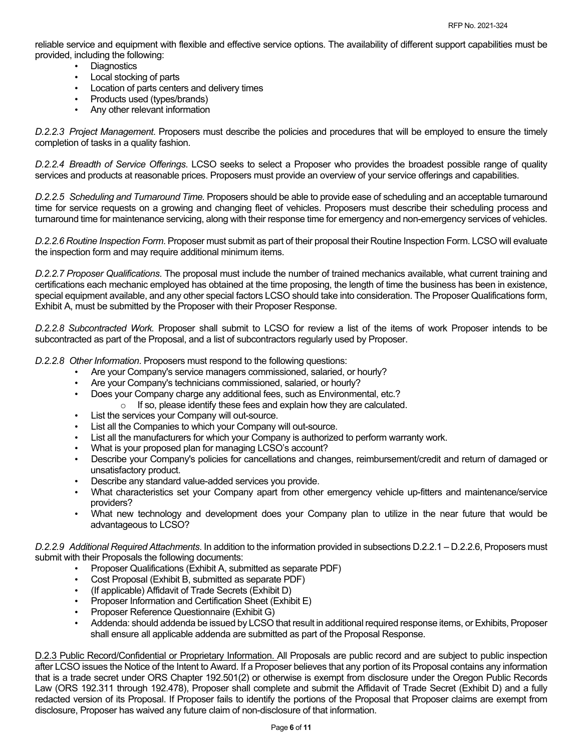reliable service and equipment with flexible and effective service options. The availability of different support capabilities must be provided, including the following:

- Diagnostics
- Local stocking of parts
- Location of parts centers and delivery times
- Products used (types/brands)
- Any other relevant information

*D.2.2.3 Project Management*. Proposers must describe the policies and procedures that will be employed to ensure the timely completion of tasks in a quality fashion.

*D.2.2.4 Breadth of Service Offerings*. LCSO seeks to select a Proposer who provides the broadest possible range of quality services and products at reasonable prices. Proposers must provide an overview of your service offerings and capabilities.

*D.2.2.5 Scheduling and Turnaround Time.* Proposers should be able to provide ease of scheduling and an acceptable turnaround time for service requests on a growing and changing fleet of vehicles. Proposers must describe their scheduling process and turnaround time for maintenance servicing, along with their response time for emergency and non-emergency services of vehicles.

*D.2.2.6 Routine Inspection Form*. Proposer must submit as part of their proposal their Routine Inspection Form. LCSO will evaluate the inspection form and may require additional minimum items.

*D.2.2.7 Proposer Qualifications*. The proposal must include the number of trained mechanics available, what current training and certifications each mechanic employed has obtained at the time proposing, the length of time the business has been in existence, special equipment available, and any other special factors LCSO should take into consideration. The Proposer Qualifications form, Exhibit A, must be submitted by the Proposer with their Proposer Response.

*D.2.2.8 Subcontracted Work.* Proposer shall submit to LCSO for review a list of the items of work Proposer intends to be subcontracted as part of the Proposal, and a list of subcontractors regularly used by Proposer.

*D.2.2.8 Other Information*. Proposers must respond to the following questions:

- Are your Company's service managers commissioned, salaried, or hourly?
- Are your Company's technicians commissioned, salaried, or hourly?
- Does your Company charge any additional fees, such as Environmental, etc.?
  - If so, please identify these fees and explain how they are calculated.
- List the services your Company will out-source.
- List all the Companies to which your Company will out-source.
- List all the manufacturers for which your Company is authorized to perform warranty work.
- What is your proposed plan for managing LCSO's account?
- Describe your Company's policies for cancellations and changes, reimbursement/credit and return of damaged or unsatisfactory product.
- Describe any standard value-added services you provide.
- What characteristics set your Company apart from other emergency vehicle up-fitters and maintenance/service providers?
- What new technology and development does your Company plan to utilize in the near future that would be advantageous to LCSO?

*D.2.2.9 Additional Required Attachments*. In addition to the information provided in subsections D.2.2.1 – D.2.2.6, Proposers must submit with their Proposals the following documents:

- Proposer Qualifications (Exhibit A, submitted as separate PDF)
- Cost Proposal (Exhibit B, submitted as separate PDF)
- (If applicable) Affidavit of Trade Secrets (Exhibit D)
- Proposer Information and Certification Sheet (Exhibit E)
- Proposer Reference Questionnaire (Exhibit G)
- Addenda: should addenda be issued by LCSO that result in additional required response items, or Exhibits, Proposer shall ensure all applicable addenda are submitted as part of the Proposal Response.

D.2.3 Public Record/Confidential or Proprietary Information. All Proposals are public record and are subject to public inspection after LCSO issues the Notice of the Intent to Award. If a Proposer believes that any portion of its Proposal contains any information that is a trade secret under ORS Chapter 192.501(2) or otherwise is exempt from disclosure under the Oregon Public Records Law (ORS 192.311 through 192.478), Proposer shall complete and submit the Affidavit of Trade Secret (Exhibit D) and a fully redacted version of its Proposal. If Proposer fails to identify the portions of the Proposal that Proposer claims are exempt from disclosure, Proposer has waived any future claim of non-disclosure of that information.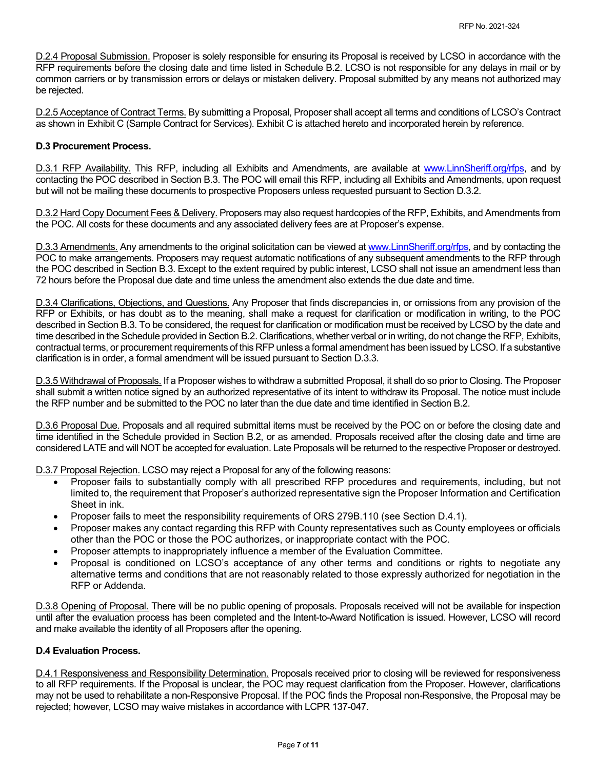D.2.4 Proposal Submission. Proposer is solely responsible for ensuring its Proposal is received by LCSO in accordance with the RFP requirements before the closing date and time listed in Schedule B.2. LCSO is not responsible for any delays in mail or by common carriers or by transmission errors or delays or mistaken delivery. Proposal submitted by any means not authorized may be rejected.

D.2.5 Acceptance of Contract Terms. By submitting a Proposal, Proposer shall accept all terms and conditions of LCSO's Contract as shown in Exhibit C (Sample Contract for Services). Exhibit C is attached hereto and incorporated herein by reference.

**D.3 Procurement Process.**

D.3.1 RFP Availability. This RFP, including all Exhibits and Amendments, are available at www.LinnSheriff.org/rfps, and by contacting the POC described in Section B.3. The POC will email this RFP, including all Exhibits and Amendments, upon request but will not be mailing these documents to prospective Proposers unless requested pursuant to Section D.3.2.

D.3.2 Hard Copy Document Fees & Delivery. Proposers may also request hardcopies of the RFP, Exhibits, and Amendments from the POC. All costs for these documents and any associated delivery fees are at Proposer's expense.

D.3.3 Amendments. Any amendments to the original solicitation can be viewed at www.LinnSheriff.org/rfps, and by contacting the POC to make arrangements. Proposers may request automatic notifications of any subsequent amendments to the RFP through the POC described in Section B.3. Except to the extent required by public interest, LCSO shall not issue an amendment less than 72 hours before the Proposal due date and time unless the amendment also extends the due date and time.

D.3.4 Clarifications, Objections, and Questions. Any Proposer that finds discrepancies in, or omissions from any provision of the RFP or Exhibits, or has doubt as to the meaning, shall make a request for clarification or modification in writing, to the POC described in Section B.3. To be considered, the request for clarification or modification must be received by LCSO by the date and time described in the Schedule provided in Section B.2. Clarifications, whether verbal or in writing, do not change the RFP, Exhibits, contractual terms, or procurement requirements of this RFP unless a formal amendment has been issued by LCSO. If a substantive clarification is in order, a formal amendment will be issued pursuant to Section D.3.3.

D.3.5 Withdrawal of Proposals. If a Proposer wishes to withdraw a submitted Proposal, it shall do so prior to Closing. The Proposer shall submit a written notice signed by an authorized representative of its intent to withdraw its Proposal. The notice must include the RFP number and be submitted to the POC no later than the due date and time identified in Section B.2.

D.3.6 Proposal Due. Proposals and all required submittal items must be received by the POC on or before the closing date and time identified in the Schedule provided in Section B.2, or as amended. Proposals received after the closing date and time are considered LATE and will NOT be accepted for evaluation. Late Proposals will be returned to the respective Proposer or destroyed.

D.3.7 Proposal Rejection. LCSO may reject a Proposal for any of the following reasons:

- Proposer fails to substantially comply with all prescribed RFP procedures and requirements, including, but not limited to, the requirement that Proposer's authorized representative sign the Proposer Information and Certification Sheet in ink.
- Proposer fails to meet the responsibility requirements of ORS 279B.110 (see Section D.4.1).
- Proposer makes any contact regarding this RFP with County representatives such as County employees or officials other than the POC or those the POC authorizes, or inappropriate contact with the POC.
- Proposer attempts to inappropriately influence a member of the Evaluation Committee.
- Proposal is conditioned on LCSO's acceptance of any other terms and conditions or rights to negotiate any alternative terms and conditions that are not reasonably related to those expressly authorized for negotiation in the RFP or Addenda.

D.3.8 Opening of Proposal. There will be no public opening of proposals. Proposals received will not be available for inspection until after the evaluation process has been completed and the Intent-to-Award Notification is issued. However, LCSO will record and make available the identity of all Proposers after the opening.

**D.4 Evaluation Process.**

D.4.1 Responsiveness and Responsibility Determination. Proposals received prior to closing will be reviewed for responsiveness to all RFP requirements. If the Proposal is unclear, the POC may request clarification from the Proposer. However, clarifications may not be used to rehabilitate a non-Responsive Proposal. If the POC finds the Proposal non-Responsive, the Proposal may be rejected; however, LCSO may waive mistakes in accordance with LCPR 137-047.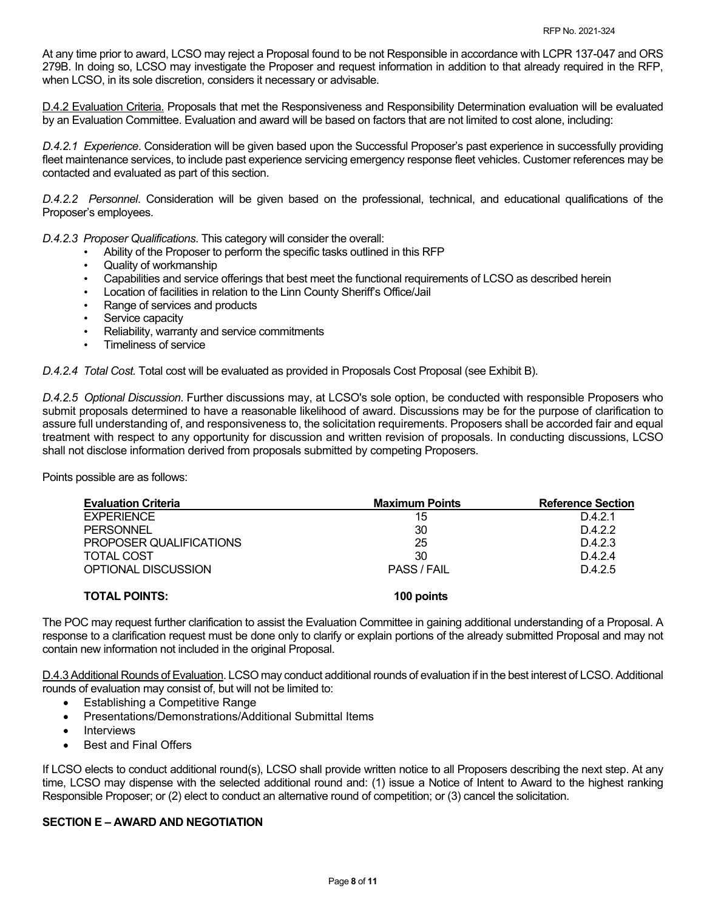At any time prior to award, LCSO may reject a Proposal found to be not Responsible in accordance with LCPR 137-047 and ORS 279B. In doing so, LCSO may investigate the Proposer and request information in addition to that already required in the RFP, when LCSO, in its sole discretion, considers it necessary or advisable.

D.4.2 Evaluation Criteria. Proposals that met the Responsiveness and Responsibility Determination evaluation will be evaluated by an Evaluation Committee. Evaluation and award will be based on factors that are not limited to cost alone, including:

*D.4.2.1 Experience*. Consideration will be given based upon the Successful Proposer's past experience in successfully providing fleet maintenance services, to include past experience servicing emergency response fleet vehicles. Customer references may be contacted and evaluated as part of this section.

*D.4.2.2 Personnel*. Consideration will be given based on the professional, technical, and educational qualifications of the Proposer's employees.

*D.4.2.3 Proposer Qualifications*. This category will consider the overall:

- Ability of the Proposer to perform the specific tasks outlined in this RFP
- Quality of workmanship
- Capabilities and service offerings that best meet the functional requirements of LCSO as described herein
- Location of facilities in relation to the Linn County Sheriff's Office/Jail
- Range of services and products
- Service capacity
- Reliability, warranty and service commitments
- Timeliness of service

*D.4.2.4 Total Cost.* Total cost will be evaluated as provided in Proposals Cost Proposal (see Exhibit B).

*D.4.2.5 Optional Discussion*. Further discussions may, at LCSO's sole option, be conducted with responsible Proposers who submit proposals determined to have a reasonable likelihood of award. Discussions may be for the purpose of clarification to assure full understanding of, and responsiveness to, the solicitation requirements. Proposers shall be accorded fair and equal treatment with respect to any opportunity for discussion and written revision of proposals. In conducting discussions, LCSO shall not disclose information derived from proposals submitted by competing Proposers.

Points possible are as follows:

| Evaluation Criteria | Maximum Points | Reference Section |
|---|---|---|
| EXPERIENCE | 15 | D.4.2.1 |
| PERSONNEL | 30 | D.4.2.2 |
| PROPOSER QUALIFICATIONS | 25 | D.4.2.3 |
| TOTAL COST | 30 | D.4.2.4 |
| OPTIONAL DISCUSSION | PASS / FAIL | D.4.2.5 |
| **TOTAL POINTS:** | **100 points** | |

The POC may request further clarification to assist the Evaluation Committee in gaining additional understanding of a Proposal. A response to a clarification request must be done only to clarify or explain portions of the already submitted Proposal and may not contain new information not included in the original Proposal.

D.4.3 Additional Rounds of Evaluation. LCSO may conduct additional rounds of evaluation if in the best interest of LCSO. Additional rounds of evaluation may consist of, but will not be limited to:

- Establishing a Competitive Range
- Presentations/Demonstrations/Additional Submittal Items
- Interviews
- Best and Final Offers

If LCSO elects to conduct additional round(s), LCSO shall provide written notice to all Proposers describing the next step. At any time, LCSO may dispense with the selected additional round and: (1) issue a Notice of Intent to Award to the highest ranking Responsible Proposer; or (2) elect to conduct an alternative round of competition; or (3) cancel the solicitation.

## SECTION E – AWARD AND NEGOTIATION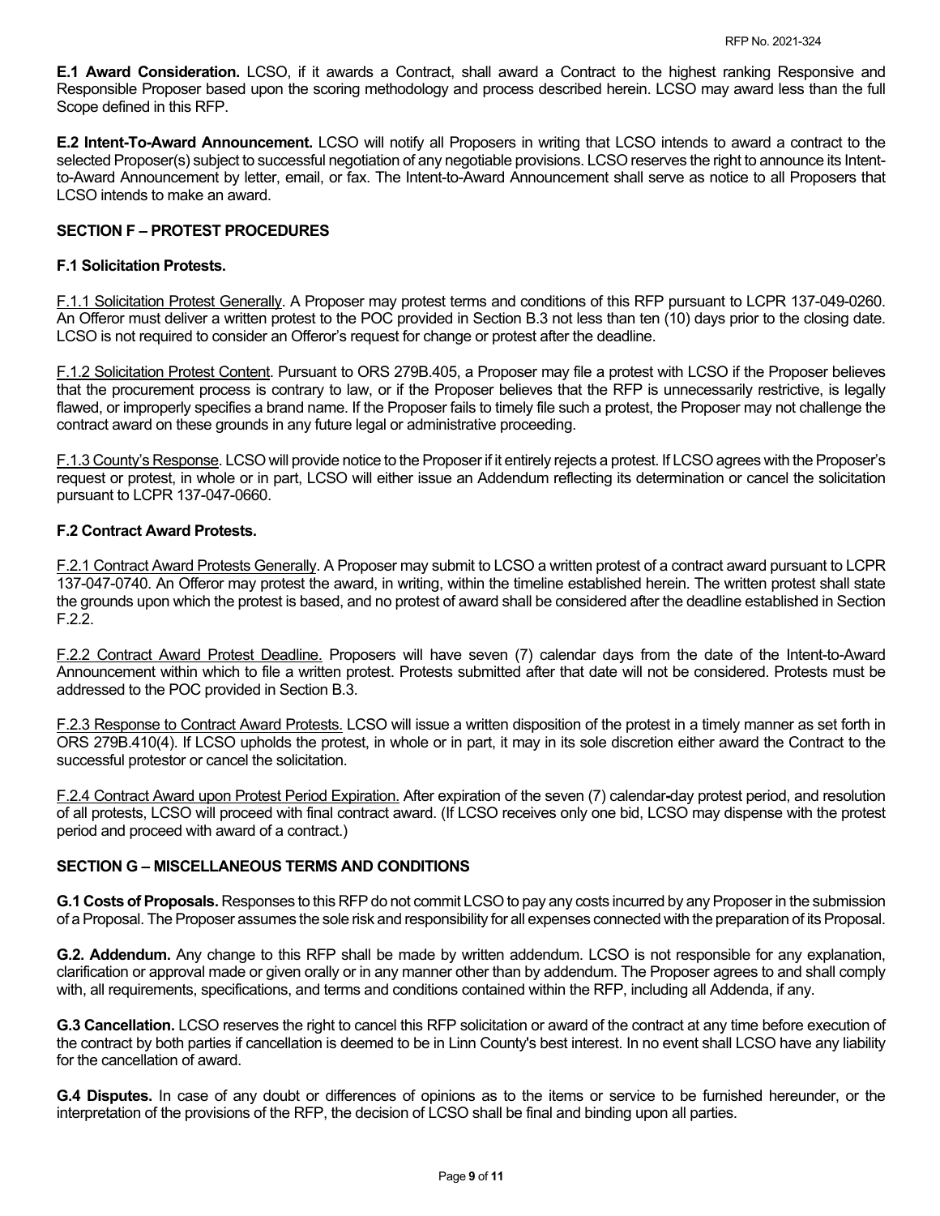**E.1 Award Consideration.** LCSO, if it awards a Contract, shall award a Contract to the highest ranking Responsive and Responsible Proposer based upon the scoring methodology and process described herein. LCSO may award less than the full Scope defined in this RFP.

**E.2 Intent-To-Award Announcement.** LCSO will notify all Proposers in writing that LCSO intends to award a contract to the selected Proposer(s) subject to successful negotiation of any negotiable provisions. LCSO reserves the right to announce its Intent-to-Award Announcement by letter, email, or fax. The Intent-to-Award Announcement shall serve as notice to all Proposers that LCSO intends to make an award.

## SECTION F – PROTEST PROCEDURES

### F.1 Solicitation Protests.

F.1.1 Solicitation Protest Generally. A Proposer may protest terms and conditions of this RFP pursuant to LCPR 137-049-0260. An Offeror must deliver a written protest to the POC provided in Section B.3 not less than ten (10) days prior to the closing date. LCSO is not required to consider an Offeror's request for change or protest after the deadline.

F.1.2 Solicitation Protest Content. Pursuant to ORS 279B.405, a Proposer may file a protest with LCSO if the Proposer believes that the procurement process is contrary to law, or if the Proposer believes that the RFP is unnecessarily restrictive, is legally flawed, or improperly specifies a brand name. If the Proposer fails to timely file such a protest, the Proposer may not challenge the contract award on these grounds in any future legal or administrative proceeding.

F.1.3 County's Response. LCSO will provide notice to the Proposer if it entirely rejects a protest. If LCSO agrees with the Proposer's request or protest, in whole or in part, LCSO will either issue an Addendum reflecting its determination or cancel the solicitation pursuant to LCPR 137-047-0660.

### F.2 Contract Award Protests.

F.2.1 Contract Award Protests Generally. A Proposer may submit to LCSO a written protest of a contract award pursuant to LCPR 137-047-0740. An Offeror may protest the award, in writing, within the timeline established herein. The written protest shall state the grounds upon which the protest is based, and no protest of award shall be considered after the deadline established in Section F.2.2.

F.2.2 Contract Award Protest Deadline. Proposers will have seven (7) calendar days from the date of the Intent-to-Award Announcement within which to file a written protest. Protests submitted after that date will not be considered. Protests must be addressed to the POC provided in Section B.3.

F.2.3 Response to Contract Award Protests. LCSO will issue a written disposition of the protest in a timely manner as set forth in ORS 279B.410(4). If LCSO upholds the protest, in whole or in part, it may in its sole discretion either award the Contract to the successful protestor or cancel the solicitation.

F.2.4 Contract Award upon Protest Period Expiration. After expiration of the seven (7) calendar-day protest period, and resolution of all protests, LCSO will proceed with final contract award. (If LCSO receives only one bid, LCSO may dispense with the protest period and proceed with award of a contract.)

## SECTION G – MISCELLANEOUS TERMS AND CONDITIONS

**G.1 Costs of Proposals.** Responses to this RFP do not commit LCSO to pay any costs incurred by any Proposer in the submission of a Proposal. The Proposer assumes the sole risk and responsibility for all expenses connected with the preparation of its Proposal.

**G.2. Addendum.** Any change to this RFP shall be made by written addendum. LCSO is not responsible for any explanation, clarification or approval made or given orally or in any manner other than by addendum. The Proposer agrees to and shall comply with, all requirements, specifications, and terms and conditions contained within the RFP, including all Addenda, if any.

**G.3 Cancellation.** LCSO reserves the right to cancel this RFP solicitation or award of the contract at any time before execution of the contract by both parties if cancellation is deemed to be in Linn County's best interest. In no event shall LCSO have any liability for the cancellation of award.

**G.4 Disputes.** In case of any doubt or differences of opinions as to the items or service to be furnished hereunder, or the interpretation of the provisions of the RFP, the decision of LCSO shall be final and binding upon all parties.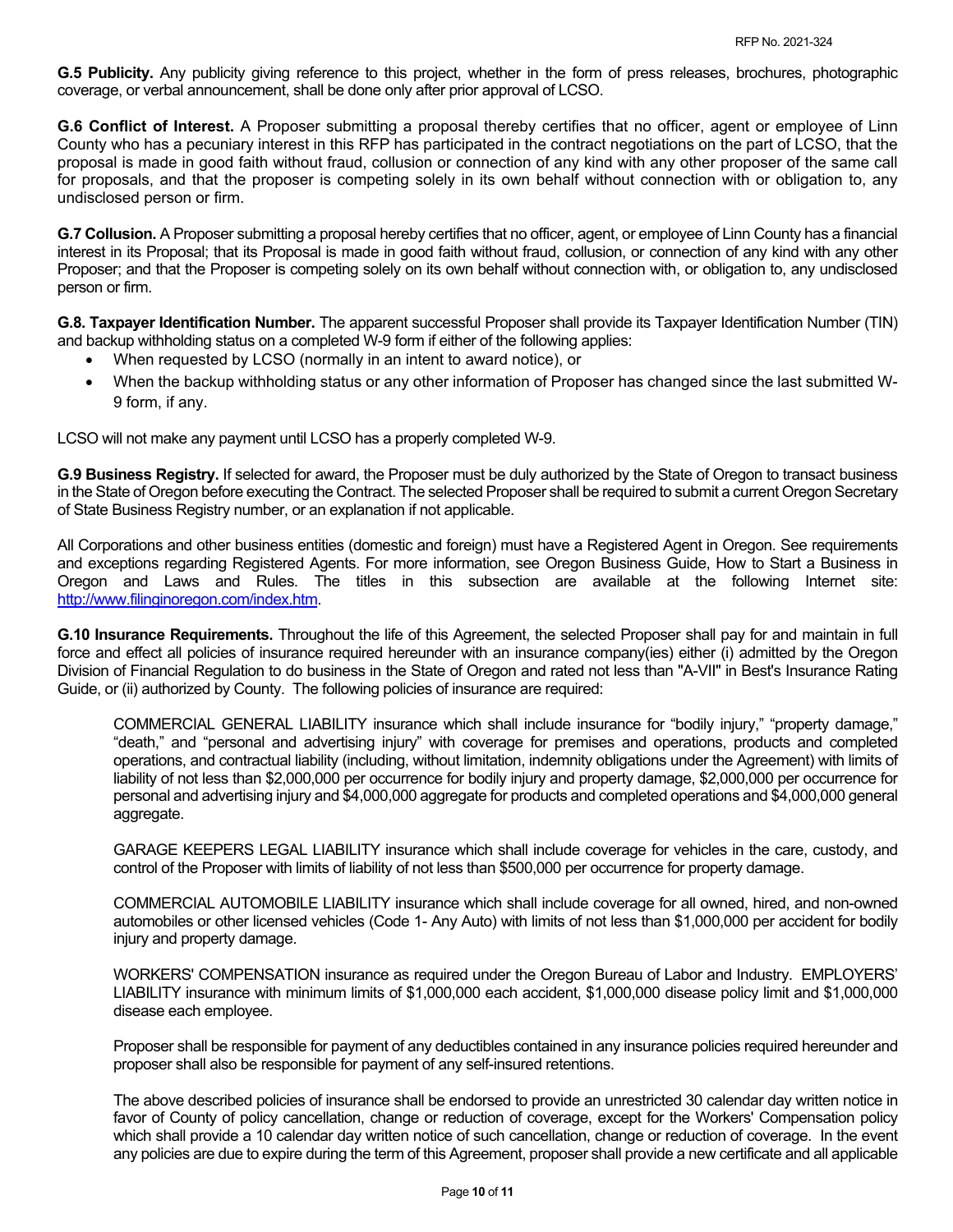**G.5 Publicity.** Any publicity giving reference to this project, whether in the form of press releases, brochures, photographic coverage, or verbal announcement, shall be done only after prior approval of LCSO.

**G.6 Conflict of Interest.** A Proposer submitting a proposal thereby certifies that no officer, agent or employee of Linn County who has a pecuniary interest in this RFP has participated in the contract negotiations on the part of LCSO, that the proposal is made in good faith without fraud, collusion or connection of any kind with any other proposer of the same call for proposals, and that the proposer is competing solely in its own behalf without connection with or obligation to, any undisclosed person or firm.

**G.7 Collusion.** A Proposer submitting a proposal hereby certifies that no officer, agent, or employee of Linn County has a financial interest in its Proposal; that its Proposal is made in good faith without fraud, collusion, or connection of any kind with any other Proposer; and that the Proposer is competing solely on its own behalf without connection with, or obligation to, any undisclosed person or firm.

**G.8. Taxpayer Identification Number.** The apparent successful Proposer shall provide its Taxpayer Identification Number (TIN) and backup withholding status on a completed W-9 form if either of the following applies:

- When requested by LCSO (normally in an intent to award notice), or
- When the backup withholding status or any other information of Proposer has changed since the last submitted W-9 form, if any.

LCSO will not make any payment until LCSO has a properly completed W-9.

**G.9 Business Registry.** If selected for award, the Proposer must be duly authorized by the State of Oregon to transact business in the State of Oregon before executing the Contract. The selected Proposer shall be required to submit a current Oregon Secretary of State Business Registry number, or an explanation if not applicable.

All Corporations and other business entities (domestic and foreign) must have a Registered Agent in Oregon. See requirements and exceptions regarding Registered Agents. For more information, see Oregon Business Guide, How to Start a Business in Oregon and Laws and Rules. The titles in this subsection are available at the following Internet site: [http://www.filinginoregon.com/index.htm](http://www.filinginoregon.com/index.htm).

**G.10 Insurance Requirements.** Throughout the life of this Agreement, the selected Proposer shall pay for and maintain in full force and effect all policies of insurance required hereunder with an insurance company(ies) either (i) admitted by the Oregon Division of Financial Regulation to do business in the State of Oregon and rated not less than "A-VII" in Best's Insurance Rating Guide, or (ii) authorized by County. The following policies of insurance are required:

COMMERCIAL GENERAL LIABILITY insurance which shall include insurance for "bodily injury," "property damage," "death," and "personal and advertising injury" with coverage for premises and operations, products and completed operations, and contractual liability (including, without limitation, indemnity obligations under the Agreement) with limits of liability of not less than $2,000,000 per occurrence for bodily injury and property damage, $2,000,000 per occurrence for personal and advertising injury and $4,000,000 aggregate for products and completed operations and $4,000,000 general aggregate.

GARAGE KEEPERS LEGAL LIABILITY insurance which shall include coverage for vehicles in the care, custody, and control of the Proposer with limits of liability of not less than $500,000 per occurrence for property damage.

COMMERCIAL AUTOMOBILE LIABILITY insurance which shall include coverage for all owned, hired, and non-owned automobiles or other licensed vehicles (Code 1- Any Auto) with limits of not less than $1,000,000 per accident for bodily injury and property damage.

WORKERS' COMPENSATION insurance as required under the Oregon Bureau of Labor and Industry. EMPLOYERS' LIABILITY insurance with minimum limits of $1,000,000 each accident, $1,000,000 disease policy limit and $1,000,000 disease each employee.

Proposer shall be responsible for payment of any deductibles contained in any insurance policies required hereunder and proposer shall also be responsible for payment of any self-insured retentions.

The above described policies of insurance shall be endorsed to provide an unrestricted 30 calendar day written notice in favor of County of policy cancellation, change or reduction of coverage, except for the Workers' Compensation policy which shall provide a 10 calendar day written notice of such cancellation, change or reduction of coverage. In the event any policies are due to expire during the term of this Agreement, proposer shall provide a new certificate and all applicable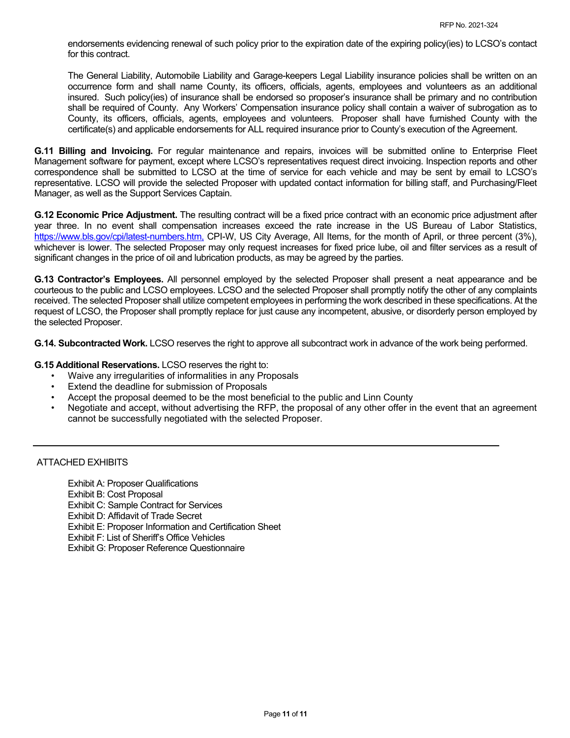endorsements evidencing renewal of such policy prior to the expiration date of the expiring policy(ies) to LCSO's contact for this contract.

The General Liability, Automobile Liability and Garage-keepers Legal Liability insurance policies shall be written on an occurrence form and shall name County, its officers, officials, agents, employees and volunteers as an additional insured. Such policy(ies) of insurance shall be endorsed so proposer's insurance shall be primary and no contribution shall be required of County. Any Workers' Compensation insurance policy shall contain a waiver of subrogation as to County, its officers, officials, agents, employees and volunteers. Proposer shall have furnished County with the certificate(s) and applicable endorsements for ALL required insurance prior to County's execution of the Agreement.

**G.11 Billing and Invoicing.** For regular maintenance and repairs, invoices will be submitted online to Enterprise Fleet Management software for payment, except where LCSO's representatives request direct invoicing. Inspection reports and other correspondence shall be submitted to LCSO at the time of service for each vehicle and may be sent by email to LCSO's representative. LCSO will provide the selected Proposer with updated contact information for billing staff, and Purchasing/Fleet Manager, as well as the Support Services Captain.

**G.12 Economic Price Adjustment.** The resulting contract will be a fixed price contract with an economic price adjustment after year three. In no event shall compensation increases exceed the rate increase in the US Bureau of Labor Statistics, https://www.bls.gov/cpi/latest-numbers.htm, CPI-W, US City Average, All Items, for the month of April, or three percent (3%), whichever is lower. The selected Proposer may only request increases for fixed price lube, oil and filter services as a result of significant changes in the price of oil and lubrication products, as may be agreed by the parties.

**G.13 Contractor's Employees.** All personnel employed by the selected Proposer shall present a neat appearance and be courteous to the public and LCSO employees. LCSO and the selected Proposer shall promptly notify the other of any complaints received. The selected Proposer shall utilize competent employees in performing the work described in these specifications. At the request of LCSO, the Proposer shall promptly replace for just cause any incompetent, abusive, or disorderly person employed by the selected Proposer.

**G.14. Subcontracted Work.** LCSO reserves the right to approve all subcontract work in advance of the work being performed.

**G.15 Additional Reservations.** LCSO reserves the right to:

- Waive any irregularities of informalities in any Proposals
- Extend the deadline for submission of Proposals
- Accept the proposal deemed to be the most beneficial to the public and Linn County
- Negotiate and accept, without advertising the RFP, the proposal of any other offer in the event that an agreement cannot be successfully negotiated with the selected Proposer.

---

ATTACHED EXHIBITS

Exhibit A: Proposer Qualifications
Exhibit B: Cost Proposal
Exhibit C: Sample Contract for Services
Exhibit D: Affidavit of Trade Secret
Exhibit E: Proposer Information and Certification Sheet
Exhibit F: List of Sheriff's Office Vehicles
Exhibit G: Proposer Reference Questionnaire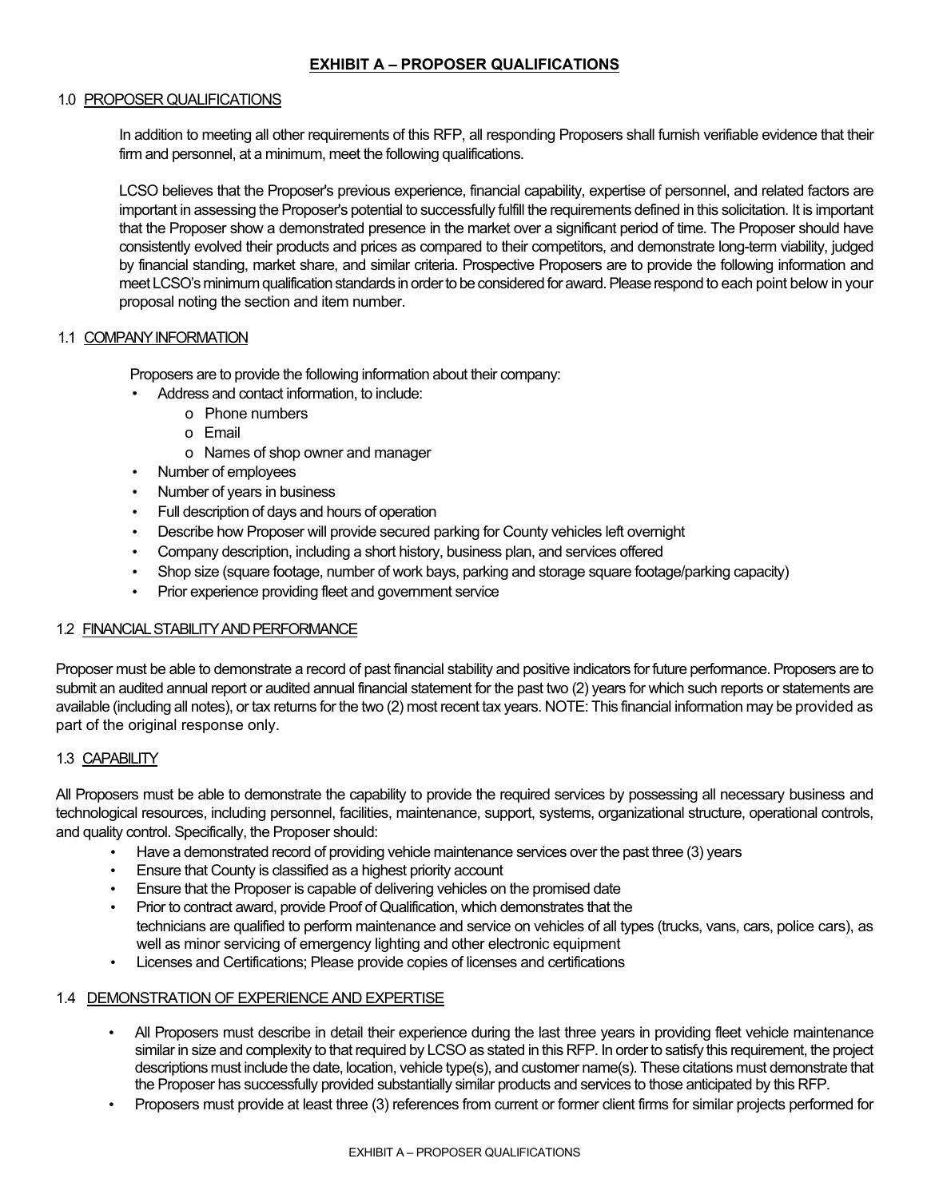# EXHIBIT A – PROPOSER QUALIFICATIONS

## 1.0 PROPOSER QUALIFICATIONS

In addition to meeting all other requirements of this RFP, all responding Proposers shall furnish verifiable evidence that their firm and personnel, at a minimum, meet the following qualifications.

LCSO believes that the Proposer's previous experience, financial capability, expertise of personnel, and related factors are important in assessing the Proposer's potential to successfully fulfill the requirements defined in this solicitation. It is important that the Proposer show a demonstrated presence in the market over a significant period of time. The Proposer should have consistently evolved their products and prices as compared to their competitors, and demonstrate long-term viability, judged by financial standing, market share, and similar criteria. Prospective Proposers are to provide the following information and meet LCSO's minimum qualification standards in order to be considered for award. Please respond to each point below in your proposal noting the section and item number.

## 1.1 COMPANY INFORMATION

Proposers are to provide the following information about their company:

- Address and contact information, to include:
  - Phone numbers
  - Email
  - Names of shop owner and manager
- Number of employees
- Number of years in business
- Full description of days and hours of operation
- Describe how Proposer will provide secured parking for County vehicles left overnight
- Company description, including a short history, business plan, and services offered
- Shop size (square footage, number of work bays, parking and storage square footage/parking capacity)
- Prior experience providing fleet and government service

## 1.2 FINANCIAL STABILITY AND PERFORMANCE

Proposer must be able to demonstrate a record of past financial stability and positive indicators for future performance. Proposers are to submit an audited annual report or audited annual financial statement for the past two (2) years for which such reports or statements are available (including all notes), or tax returns for the two (2) most recent tax years. NOTE: This financial information may be provided as part of the original response only.

## 1.3 CAPABILITY

All Proposers must be able to demonstrate the capability to provide the required services by possessing all necessary business and technological resources, including personnel, facilities, maintenance, support, systems, organizational structure, operational controls, and quality control. Specifically, the Proposer should:

- Have a demonstrated record of providing vehicle maintenance services over the past three (3) years
- Ensure that County is classified as a highest priority account
- Ensure that the Proposer is capable of delivering vehicles on the promised date
- Prior to contract award, provide Proof of Qualification, which demonstrates that the technicians are qualified to perform maintenance and service on vehicles of all types (trucks, vans, cars, police cars), as well as minor servicing of emergency lighting and other electronic equipment
- Licenses and Certifications; Please provide copies of licenses and certifications

## 1.4 DEMONSTRATION OF EXPERIENCE AND EXPERTISE

- All Proposers must describe in detail their experience during the last three years in providing fleet vehicle maintenance similar in size and complexity to that required by LCSO as stated in this RFP. In order to satisfy this requirement, the project descriptions must include the date, location, vehicle type(s), and customer name(s). These citations must demonstrate that the Proposer has successfully provided substantially similar products and services to those anticipated by this RFP.
- Proposers must provide at least three (3) references from current or former client firms for similar projects performed for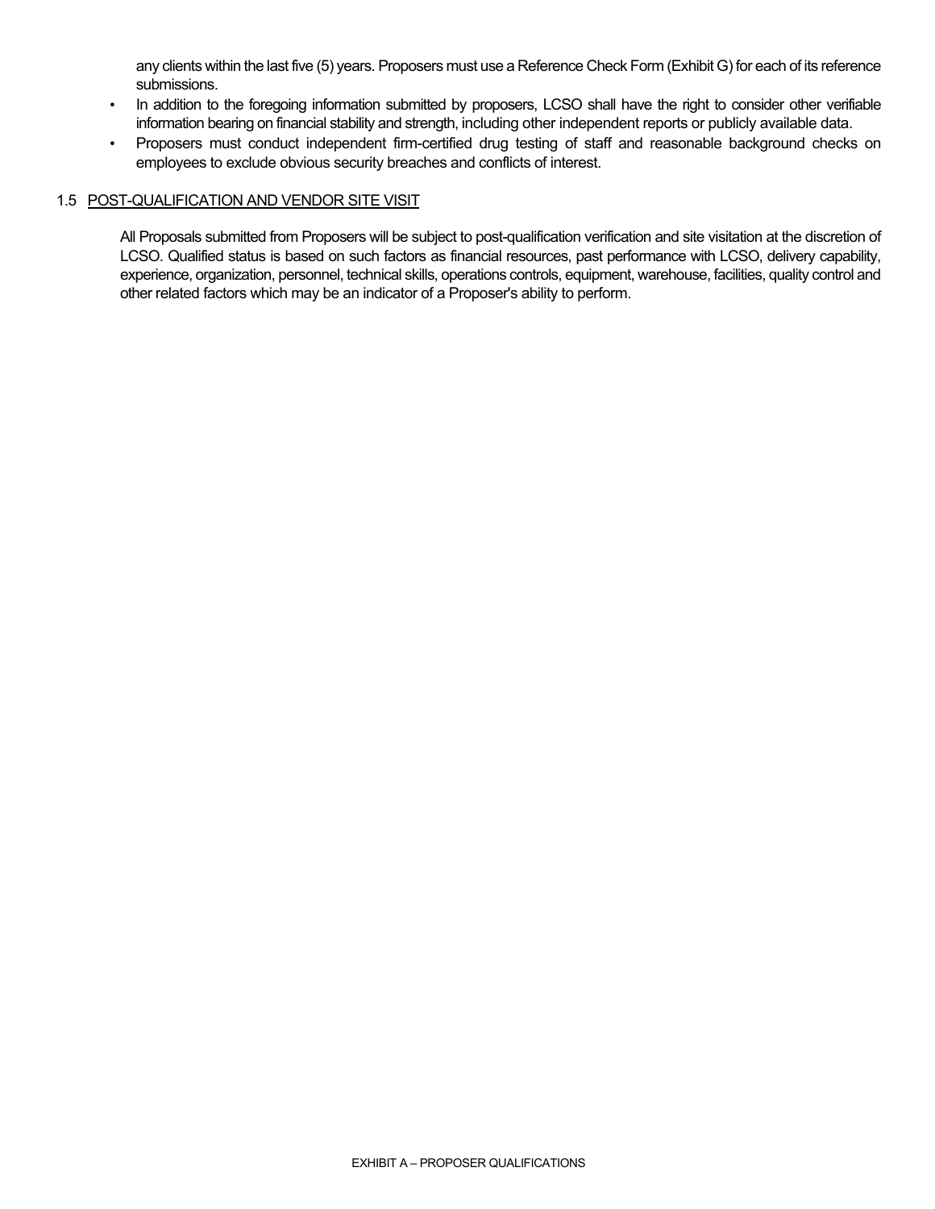any clients within the last five (5) years. Proposers must use a Reference Check Form (Exhibit G) for each of its reference submissions.

- In addition to the foregoing information submitted by proposers, LCSO shall have the right to consider other verifiable information bearing on financial stability and strength, including other independent reports or publicly available data.
- Proposers must conduct independent firm-certified drug testing of staff and reasonable background checks on employees to exclude obvious security breaches and conflicts of interest.

## 1.5 POST-QUALIFICATION AND VENDOR SITE VISIT

All Proposals submitted from Proposers will be subject to post-qualification verification and site visitation at the discretion of LCSO. Qualified status is based on such factors as financial resources, past performance with LCSO, delivery capability, experience, organization, personnel, technical skills, operations controls, equipment, warehouse, facilities, quality control and other related factors which may be an indicator of a Proposer's ability to perform.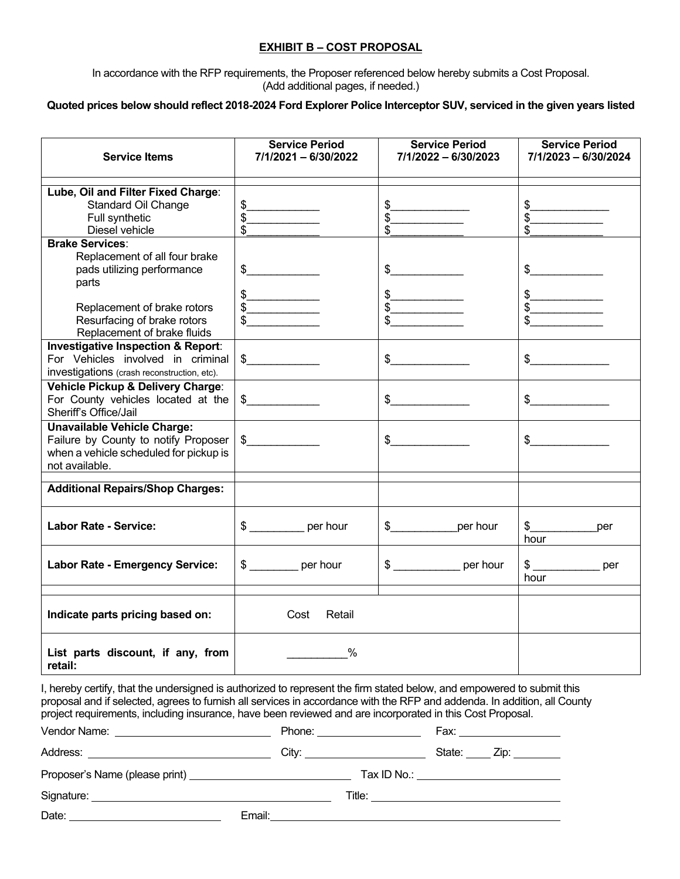**EXHIBIT B – COST PROPOSAL**

In accordance with the RFP requirements, the Proposer referenced below hereby submits a Cost Proposal.
(Add additional pages, if needed.)

**Quoted prices below should reflect 2018-2024 Ford Explorer Police Interceptor SUV, serviced in the given years listed**

| Service Items | Service Period 7/1/2021 – 6/30/2022 | Service Period 7/1/2022 – 6/30/2023 | Service Period 7/1/2023 – 6/30/2024 |
|---|---|---|---|
| | | | |
| **Lube, Oil and Filter Fixed Charge**:<br>Standard Oil Change<br>Full synthetic<br>Diesel vehicle | <br>$\_\_\_\_\_\_\_\_\_\_\_\_<br>$\_\_\_\_\_\_\_\_\_\_\_\_<br>$\_\_\_\_\_\_\_\_\_\_\_\_ | <br>$\_\_\_\_\_\_\_\_\_\_\_\_<br>$\_\_\_\_\_\_\_\_\_\_\_\_<br>$\_\_\_\_\_\_\_\_\_\_\_\_ | <br>$\_\_\_\_\_\_\_\_\_\_\_\_<br>$\_\_\_\_\_\_\_\_\_\_\_\_<br>$\_\_\_\_\_\_\_\_\_\_\_\_ |
| **Brake Services**:<br>Replacement of all four brake pads utilizing performance parts<br>Replacement of brake rotors<br>Resurfacing of brake rotors<br>Replacement of brake fluids | <br>$\_\_\_\_\_\_\_\_\_\_\_\_<br>$\_\_\_\_\_\_\_\_\_\_\_\_<br>$\_\_\_\_\_\_\_\_\_\_\_\_<br>$\_\_\_\_\_\_\_\_\_\_\_\_ | <br>$\_\_\_\_\_\_\_\_\_\_\_\_<br>$\_\_\_\_\_\_\_\_\_\_\_\_<br>$\_\_\_\_\_\_\_\_\_\_\_\_<br>$\_\_\_\_\_\_\_\_\_\_\_\_ | <br>$\_\_\_\_\_\_\_\_\_\_\_\_<br>$\_\_\_\_\_\_\_\_\_\_\_\_<br>$\_\_\_\_\_\_\_\_\_\_\_\_<br>$\_\_\_\_\_\_\_\_\_\_\_\_ |
| **Investigative Inspection & Report**: For Vehicles involved in criminal investigations (crash reconstruction, etc). | $\_\_\_\_\_\_\_\_\_\_\_\_ | $\_\_\_\_\_\_\_\_\_\_\_\_ | $\_\_\_\_\_\_\_\_\_\_\_\_ |
| **Vehicle Pickup & Delivery Charge**: For County vehicles located at the Sheriff's Office/Jail | $\_\_\_\_\_\_\_\_\_\_\_\_ | $\_\_\_\_\_\_\_\_\_\_\_\_ | $\_\_\_\_\_\_\_\_\_\_\_\_ |
| **Unavailable Vehicle Charge:** Failure by County to notify Proposer when a vehicle scheduled for pickup is not available. | $\_\_\_\_\_\_\_\_\_\_\_\_ | $\_\_\_\_\_\_\_\_\_\_\_\_ | $\_\_\_\_\_\_\_\_\_\_\_\_ |
| | | | |
| **Additional Repairs/Shop Charges:** | | | |
| **Labor Rate - Service:** | $ \_\_\_\_\_\_\_\_\_ per hour | $\_\_\_\_\_\_\_\_\_\_\_per hour | $\_\_\_\_\_\_\_\_\_\_\_per hour |
| **Labor Rate - Emergency Service:** | $ \_\_\_\_\_\_\_\_ per hour | $ \_\_\_\_\_\_\_\_\_\_\_ per hour | $ \_\_\_\_\_\_\_\_\_\_\_ per hour |
| | | | |
| **Indicate parts pricing based on:** | Cost Retail | | |
| **List parts discount, if any, from retail:** | \_\_\_\_\_\_\_\_\_\_% | | |

I, hereby certify, that the undersigned is authorized to represent the firm stated below, and empowered to submit this proposal and if selected, agrees to furnish all services in accordance with the RFP and addenda. In addition, all County project requirements, including insurance, have been reviewed and are incorporated in this Cost Proposal.

Vendor Name: \_\_\_\_\_\_\_\_\_\_\_\_\_\_\_\_\_\_\_\_\_\_\_\_\_\_ Phone: \_\_\_\_\_\_\_\_\_\_\_\_\_\_\_\_\_ Fax: \_\_\_\_\_\_\_\_\_\_\_\_\_\_\_\_\_

Address: \_\_\_\_\_\_\_\_\_\_\_\_\_\_\_\_\_\_\_\_\_\_\_\_\_\_\_\_\_\_\_ City: \_\_\_\_\_\_\_\_\_\_\_\_\_\_\_\_\_\_\_\_\_ State: \_\_\_\_ Zip: \_\_\_\_\_\_\_\_

Proposer's Name (please print) \_\_\_\_\_\_\_\_\_\_\_\_\_\_\_\_\_\_\_\_\_\_\_\_\_\_\_ Tax ID No.: \_\_\_\_\_\_\_\_\_\_\_\_\_\_\_\_\_\_\_\_\_\_\_\_

Signature: \_\_\_\_\_\_\_\_\_\_\_\_\_\_\_\_\_\_\_\_\_\_\_\_\_\_\_\_\_\_\_\_\_\_\_\_\_\_\_\_\_\_ Title: \_\_\_\_\_\_\_\_\_\_\_\_\_\_\_\_\_\_\_\_\_\_\_\_\_\_\_\_\_\_\_\_\_

Date: \_\_\_\_\_\_\_\_\_\_\_\_\_\_\_\_\_\_\_\_\_\_\_\_\_\_ Email: \_\_\_\_\_\_\_\_\_\_\_\_\_\_\_\_\_\_\_\_\_\_\_\_\_\_\_\_\_\_\_\_\_\_\_\_\_\_\_\_\_\_\_\_\_\_\_\_\_\_\_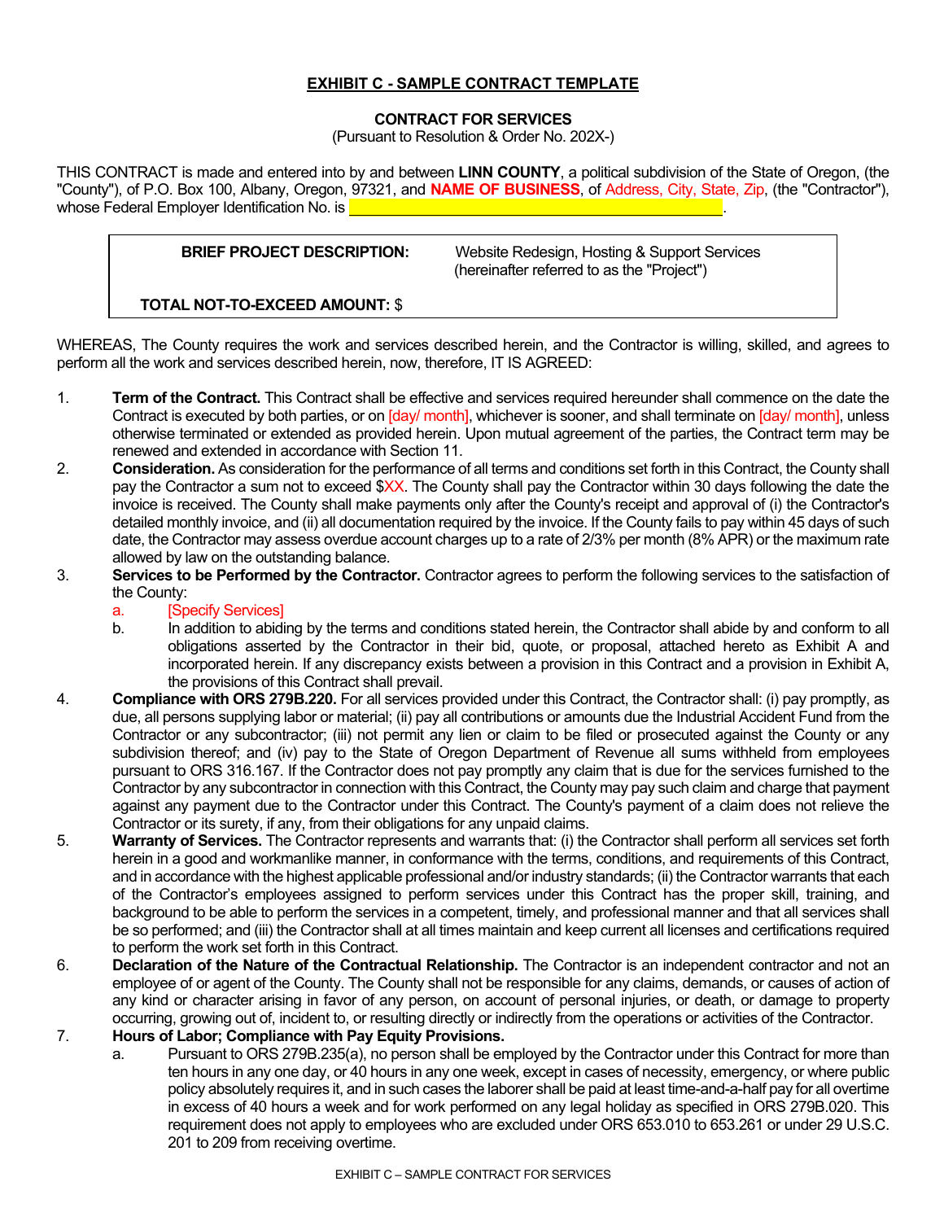**EXHIBIT C - SAMPLE CONTRACT TEMPLATE**

**CONTRACT FOR SERVICES**

(Pursuant to Resolution & Order No. 202X-)

THIS CONTRACT is made and entered into by and between **LINN COUNTY**, a political subdivision of the State of Oregon, (the "County"), of P.O. Box 100, Albany, Oregon, 97321, and **NAME OF BUSINESS**, of Address, City, State, Zip, (the "Contractor"), whose Federal Employer Identification No. is \_\_\_\_\_\_\_\_\_\_\_\_\_\_\_\_\_\_\_\_\_\_\_\_\_\_\_\_\_\_\_\_\_\_\_\_\_\_\_\_.

| | |
|---|---|
| **BRIEF PROJECT DESCRIPTION:** | Website Redesign, Hosting & Support Services (hereinafter referred to as the "Project") |
| **TOTAL NOT-TO-EXCEED AMOUNT:** $ | |

WHEREAS, The County requires the work and services described herein, and the Contractor is willing, skilled, and agrees to perform all the work and services described herein, now, therefore, IT IS AGREED:

1. **Term of the Contract.** This Contract shall be effective and services required hereunder shall commence on the date the Contract is executed by both parties, or on [day/ month], whichever is sooner, and shall terminate on [day/ month], unless otherwise terminated or extended as provided herein. Upon mutual agreement of the parties, the Contract term may be renewed and extended in accordance with Section 11.
2. **Consideration.** As consideration for the performance of all terms and conditions set forth in this Contract, the County shall pay the Contractor a sum not to exceed $XX. The County shall pay the Contractor within 30 days following the date the invoice is received. The County shall make payments only after the County's receipt and approval of (i) the Contractor's detailed monthly invoice, and (ii) all documentation required by the invoice. If the County fails to pay within 45 days of such date, the Contractor may assess overdue account charges up to a rate of 2/3% per month (8% APR) or the maximum rate allowed by law on the outstanding balance.
3. **Services to be Performed by the Contractor.** Contractor agrees to perform the following services to the satisfaction of the County:
   a. [Specify Services]
   b. In addition to abiding by the terms and conditions stated herein, the Contractor shall abide by and conform to all obligations asserted by the Contractor in their bid, quote, or proposal, attached hereto as Exhibit A and incorporated herein. If any discrepancy exists between a provision in this Contract and a provision in Exhibit A, the provisions of this Contract shall prevail.
4. **Compliance with ORS 279B.220.** For all services provided under this Contract, the Contractor shall: (i) pay promptly, as due, all persons supplying labor or material; (ii) pay all contributions or amounts due the Industrial Accident Fund from the Contractor or any subcontractor; (iii) not permit any lien or claim to be filed or prosecuted against the County or any subdivision thereof; and (iv) pay to the State of Oregon Department of Revenue all sums withheld from employees pursuant to ORS 316.167. If the Contractor does not pay promptly any claim that is due for the services furnished to the Contractor by any subcontractor in connection with this Contract, the County may pay such claim and charge that payment against any payment due to the Contractor under this Contract. The County's payment of a claim does not relieve the Contractor or its surety, if any, from their obligations for any unpaid claims.
5. **Warranty of Services.** The Contractor represents and warrants that: (i) the Contractor shall perform all services set forth herein in a good and workmanlike manner, in conformance with the terms, conditions, and requirements of this Contract, and in accordance with the highest applicable professional and/or industry standards; (ii) the Contractor warrants that each of the Contractor's employees assigned to perform services under this Contract has the proper skill, training, and background to be able to perform the services in a competent, timely, and professional manner and that all services shall be so performed; and (iii) the Contractor shall at all times maintain and keep current all licenses and certifications required to perform the work set forth in this Contract.
6. **Declaration of the Nature of the Contractual Relationship.** The Contractor is an independent contractor and not an employee of or agent of the County. The County shall not be responsible for any claims, demands, or causes of action of any kind or character arising in favor of any person, on account of personal injuries, or death, or damage to property occurring, growing out of, incident to, or resulting directly or indirectly from the operations or activities of the Contractor.
7. **Hours of Labor; Compliance with Pay Equity Provisions.**
   a. Pursuant to ORS 279B.235(a), no person shall be employed by the Contractor under this Contract for more than ten hours in any one day, or 40 hours in any one week, except in cases of necessity, emergency, or where public policy absolutely requires it, and in such cases the laborer shall be paid at least time-and-a-half pay for all overtime in excess of 40 hours a week and for work performed on any legal holiday as specified in ORS 279B.020. This requirement does not apply to employees who are excluded under ORS 653.010 to 653.261 or under 29 U.S.C. 201 to 209 from receiving overtime.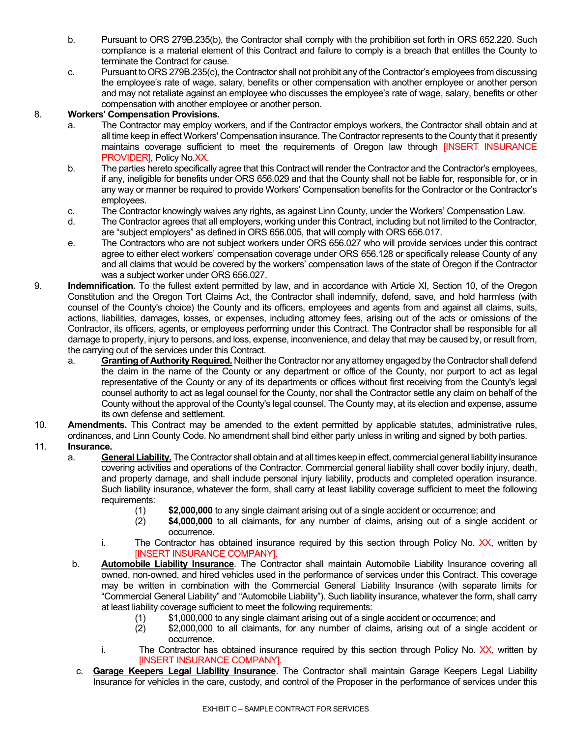b. Pursuant to ORS 279B.235(b), the Contractor shall comply with the prohibition set forth in ORS 652.220. Such compliance is a material element of this Contract and failure to comply is a breach that entitles the County to terminate the Contract for cause.

c. Pursuant to ORS 279B.235(c), the Contractor shall not prohibit any of the Contractor's employees from discussing the employee's rate of wage, salary, benefits or other compensation with another employee or another person and may not retaliate against an employee who discusses the employee's rate of wage, salary, benefits or other compensation with another employee or another person.

8. **Workers' Compensation Provisions.**

a. The Contractor may employ workers, and if the Contractor employs workers, the Contractor shall obtain and at all time keep in effect Workers' Compensation insurance. The Contractor represents to the County that it presently maintains coverage sufficient to meet the requirements of Oregon law through [INSERT INSURANCE PROVIDER], Policy No.XX.

b. The parties hereto specifically agree that this Contract will render the Contractor and the Contractor's employees, if any, ineligible for benefits under ORS 656.029 and that the County shall not be liable for, responsible for, or in any way or manner be required to provide Workers' Compensation benefits for the Contractor or the Contractor's employees.

c. The Contractor knowingly waives any rights, as against Linn County, under the Workers' Compensation Law.

d. The Contractor agrees that all employers, working under this Contract, including but not limited to the Contractor, are "subject employers" as defined in ORS 656.005, that will comply with ORS 656.017.

e. The Contractors who are not subject workers under ORS 656.027 who will provide services under this contract agree to either elect workers' compensation coverage under ORS 656.128 or specifically release County of any and all claims that would be covered by the workers' compensation laws of the state of Oregon if the Contractor was a subject worker under ORS 656.027.

9. **Indemnification.** To the fullest extent permitted by law, and in accordance with Article XI, Section 10, of the Oregon Constitution and the Oregon Tort Claims Act, the Contractor shall indemnify, defend, save, and hold harmless (with counsel of the County's choice) the County and its officers, employees and agents from and against all claims, suits, actions, liabilities, damages, losses, or expenses, including attorney fees, arising out of the acts or omissions of the Contractor, its officers, agents, or employees performing under this Contract. The Contractor shall be responsible for all damage to property, injury to persons, and loss, expense, inconvenience, and delay that may be caused by, or result from, the carrying out of the services under this Contract.

a. **Granting of Authority Required.** Neither the Contractor nor any attorney engaged by the Contractor shall defend the claim in the name of the County or any department or office of the County, nor purport to act as legal representative of the County or any of its departments or offices without first receiving from the County's legal counsel authority to act as legal counsel for the County, nor shall the Contractor settle any claim on behalf of the County without the approval of the County's legal counsel. The County may, at its election and expense, assume its own defense and settlement.

10. **Amendments.** This Contract may be amended to the extent permitted by applicable statutes, administrative rules, ordinances, and Linn County Code. No amendment shall bind either party unless in writing and signed by both parties.

11. **Insurance.**

a. **General Liability.** The Contractor shall obtain and at all times keep in effect, commercial general liability insurance covering activities and operations of the Contractor. Commercial general liability shall cover bodily injury, death, and property damage, and shall include personal injury liability, products and completed operation insurance. Such liability insurance, whatever the form, shall carry at least liability coverage sufficient to meet the following requirements:

(1) **$2,000,000** to any single claimant arising out of a single accident or occurrence; and

(2) **$4,000,000** to all claimants, for any number of claims, arising out of a single accident or occurrence.

i. The Contractor has obtained insurance required by this section through Policy No. XX, written by [INSERT INSURANCE COMPANY].

b. **Automobile Liability Insurance**. The Contractor shall maintain Automobile Liability Insurance covering all owned, non-owned, and hired vehicles used in the performance of services under this Contract. This coverage may be written in combination with the Commercial General Liability Insurance (with separate limits for "Commercial General Liability" and "Automobile Liability"). Such liability insurance, whatever the form, shall carry at least liability coverage sufficient to meet the following requirements:

(1) $1,000,000 to any single claimant arising out of a single accident or occurrence; and

(2) $2,000,000 to all claimants, for any number of claims, arising out of a single accident or occurrence.

i. The Contractor has obtained insurance required by this section through Policy No. XX, written by [INSERT INSURANCE COMPANY].

c. **Garage Keepers Legal Liability Insurance**. The Contractor shall maintain Garage Keepers Legal Liability Insurance for vehicles in the care, custody, and control of the Proposer in the performance of services under this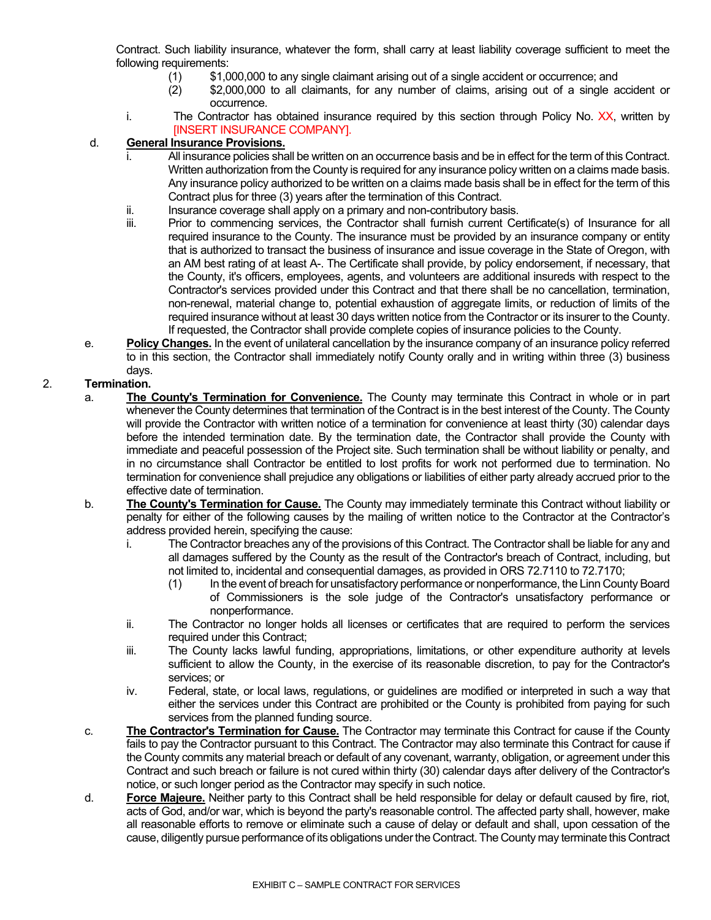Contract. Such liability insurance, whatever the form, shall carry at least liability coverage sufficient to meet the following requirements:

(1) $1,000,000 to any single claimant arising out of a single accident or occurrence; and

(2) $2,000,000 to all claimants, for any number of claims, arising out of a single accident or occurrence.

i. The Contractor has obtained insurance required by this section through Policy No. XX, written by [INSERT INSURANCE COMPANY].

d. **General Insurance Provisions.**

i. All insurance policies shall be written on an occurrence basis and be in effect for the term of this Contract. Written authorization from the County is required for any insurance policy written on a claims made basis. Any insurance policy authorized to be written on a claims made basis shall be in effect for the term of this Contract plus for three (3) years after the termination of this Contract.

ii. Insurance coverage shall apply on a primary and non-contributory basis.

iii. Prior to commencing services, the Contractor shall furnish current Certificate(s) of Insurance for all required insurance to the County. The insurance must be provided by an insurance company or entity that is authorized to transact the business of insurance and issue coverage in the State of Oregon, with an AM best rating of at least A-. The Certificate shall provide, by policy endorsement, if necessary, that the County, it's officers, employees, agents, and volunteers are additional insureds with respect to the Contractor's services provided under this Contract and that there shall be no cancellation, termination, non-renewal, material change to, potential exhaustion of aggregate limits, or reduction of limits of the required insurance without at least 30 days written notice from the Contractor or its insurer to the County. If requested, the Contractor shall provide complete copies of insurance policies to the County.

e. **Policy Changes.** In the event of unilateral cancellation by the insurance company of an insurance policy referred to in this section, the Contractor shall immediately notify County orally and in writing within three (3) business days.

2. **Termination.**

a. **The County's Termination for Convenience.** The County may terminate this Contract in whole or in part whenever the County determines that termination of the Contract is in the best interest of the County. The County will provide the Contractor with written notice of a termination for convenience at least thirty (30) calendar days before the intended termination date. By the termination date, the Contractor shall provide the County with immediate and peaceful possession of the Project site. Such termination shall be without liability or penalty, and in no circumstance shall Contractor be entitled to lost profits for work not performed due to termination. No termination for convenience shall prejudice any obligations or liabilities of either party already accrued prior to the effective date of termination.

b. **The County's Termination for Cause.** The County may immediately terminate this Contract without liability or penalty for either of the following causes by the mailing of written notice to the Contractor at the Contractor's address provided herein, specifying the cause:

i. The Contractor breaches any of the provisions of this Contract. The Contractor shall be liable for any and all damages suffered by the County as the result of the Contractor's breach of Contract, including, but not limited to, incidental and consequential damages, as provided in ORS 72.7110 to 72.7170;

(1) In the event of breach for unsatisfactory performance or nonperformance, the Linn County Board of Commissioners is the sole judge of the Contractor's unsatisfactory performance or nonperformance.

ii. The Contractor no longer holds all licenses or certificates that are required to perform the services required under this Contract;

iii. The County lacks lawful funding, appropriations, limitations, or other expenditure authority at levels sufficient to allow the County, in the exercise of its reasonable discretion, to pay for the Contractor's services; or

iv. Federal, state, or local laws, regulations, or guidelines are modified or interpreted in such a way that either the services under this Contract are prohibited or the County is prohibited from paying for such services from the planned funding source.

c. **The Contractor's Termination for Cause.** The Contractor may terminate this Contract for cause if the County fails to pay the Contractor pursuant to this Contract. The Contractor may also terminate this Contract for cause if the County commits any material breach or default of any covenant, warranty, obligation, or agreement under this Contract and such breach or failure is not cured within thirty (30) calendar days after delivery of the Contractor's notice, or such longer period as the Contractor may specify in such notice.

d. **Force Majeure.** Neither party to this Contract shall be held responsible for delay or default caused by fire, riot, acts of God, and/or war, which is beyond the party's reasonable control. The affected party shall, however, make all reasonable efforts to remove or eliminate such a cause of delay or default and shall, upon cessation of the cause, diligently pursue performance of its obligations under the Contract. The County may terminate this Contract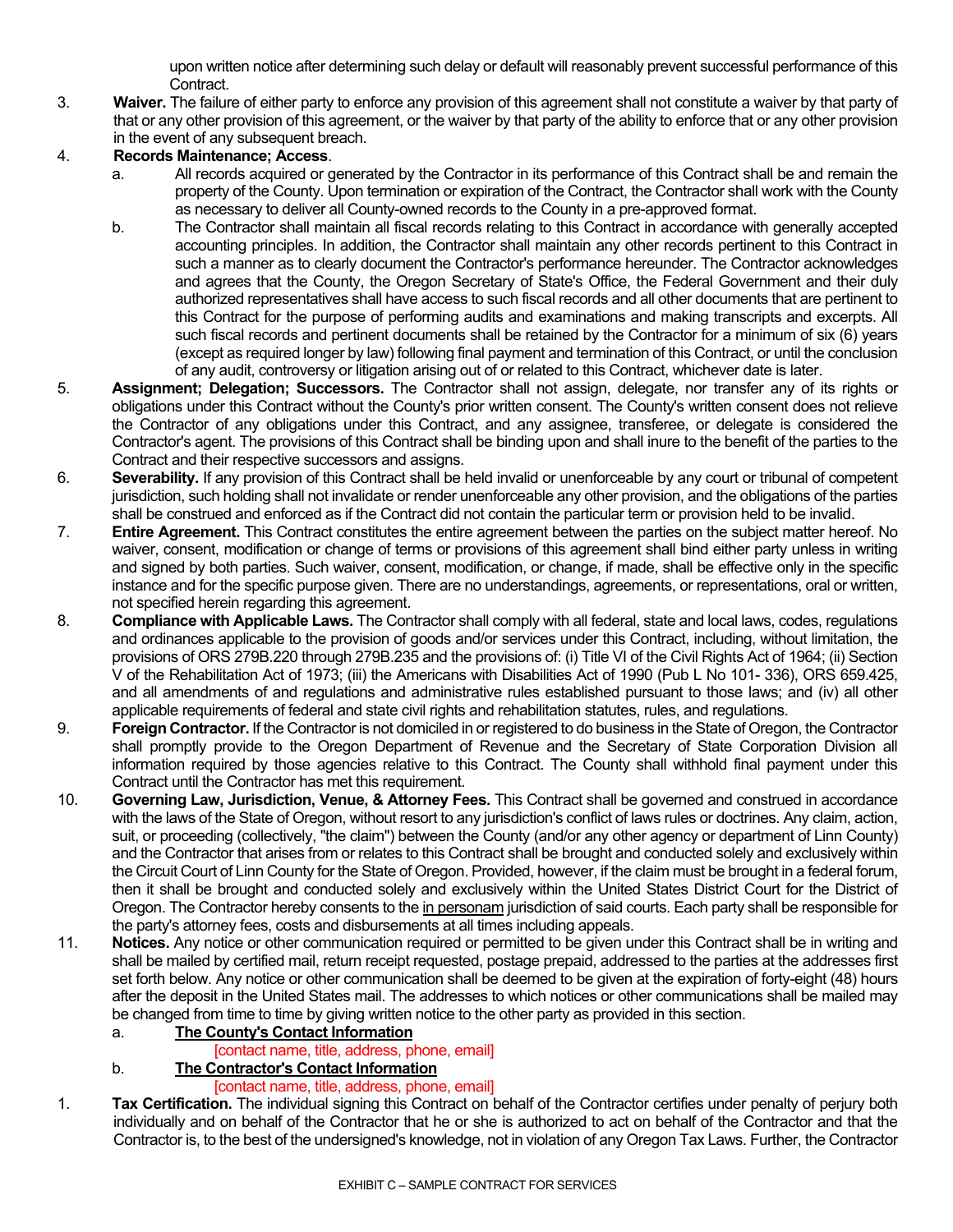upon written notice after determining such delay or default will reasonably prevent successful performance of this Contract.

3. **Waiver.** The failure of either party to enforce any provision of this agreement shall not constitute a waiver by that party of that or any other provision of this agreement, or the waiver by that party of the ability to enforce that or any other provision in the event of any subsequent breach.

4. **Records Maintenance; Access**.
   a. All records acquired or generated by the Contractor in its performance of this Contract shall be and remain the property of the County. Upon termination or expiration of the Contract, the Contractor shall work with the County as necessary to deliver all County-owned records to the County in a pre-approved format.
   b. The Contractor shall maintain all fiscal records relating to this Contract in accordance with generally accepted accounting principles. In addition, the Contractor shall maintain any other records pertinent to this Contract in such a manner as to clearly document the Contractor's performance hereunder. The Contractor acknowledges and agrees that the County, the Oregon Secretary of State's Office, the Federal Government and their duly authorized representatives shall have access to such fiscal records and all other documents that are pertinent to this Contract for the purpose of performing audits and examinations and making transcripts and excerpts. All such fiscal records and pertinent documents shall be retained by the Contractor for a minimum of six (6) years (except as required longer by law) following final payment and termination of this Contract, or until the conclusion of any audit, controversy or litigation arising out of or related to this Contract, whichever date is later.

5. **Assignment; Delegation; Successors.** The Contractor shall not assign, delegate, nor transfer any of its rights or obligations under this Contract without the County's prior written consent. The County's written consent does not relieve the Contractor of any obligations under this Contract, and any assignee, transferee, or delegate is considered the Contractor's agent. The provisions of this Contract shall be binding upon and shall inure to the benefit of the parties to the Contract and their respective successors and assigns.

6. **Severability.** If any provision of this Contract shall be held invalid or unenforceable by any court or tribunal of competent jurisdiction, such holding shall not invalidate or render unenforceable any other provision, and the obligations of the parties shall be construed and enforced as if the Contract did not contain the particular term or provision held to be invalid.

7. **Entire Agreement.** This Contract constitutes the entire agreement between the parties on the subject matter hereof. No waiver, consent, modification or change of terms or provisions of this agreement shall bind either party unless in writing and signed by both parties. Such waiver, consent, modification, or change, if made, shall be effective only in the specific instance and for the specific purpose given. There are no understandings, agreements, or representations, oral or written, not specified herein regarding this agreement.

8. **Compliance with Applicable Laws.** The Contractor shall comply with all federal, state and local laws, codes, regulations and ordinances applicable to the provision of goods and/or services under this Contract, including, without limitation, the provisions of ORS 279B.220 through 279B.235 and the provisions of: (i) Title VI of the Civil Rights Act of 1964; (ii) Section V of the Rehabilitation Act of 1973; (iii) the Americans with Disabilities Act of 1990 (Pub L No 101- 336), ORS 659.425, and all amendments of and regulations and administrative rules established pursuant to those laws; and (iv) all other applicable requirements of federal and state civil rights and rehabilitation statutes, rules, and regulations.

9. **Foreign Contractor.** If the Contractor is not domiciled in or registered to do business in the State of Oregon, the Contractor shall promptly provide to the Oregon Department of Revenue and the Secretary of State Corporation Division all information required by those agencies relative to this Contract. The County shall withhold final payment under this Contract until the Contractor has met this requirement.

10. **Governing Law, Jurisdiction, Venue, & Attorney Fees.** This Contract shall be governed and construed in accordance with the laws of the State of Oregon, without resort to any jurisdiction's conflict of laws rules or doctrines. Any claim, action, suit, or proceeding (collectively, "the claim") between the County (and/or any other agency or department of Linn County) and the Contractor that arises from or relates to this Contract shall be brought and conducted solely and exclusively within the Circuit Court of Linn County for the State of Oregon. Provided, however, if the claim must be brought in a federal forum, then it shall be brought and conducted solely and exclusively within the United States District Court for the District of Oregon. The Contractor hereby consents to the in personam jurisdiction of said courts. Each party shall be responsible for the party's attorney fees, costs and disbursements at all times including appeals.

11. **Notices.** Any notice or other communication required or permitted to be given under this Contract shall be in writing and shall be mailed by certified mail, return receipt requested, postage prepaid, addressed to the parties at the addresses first set forth below. Any notice or other communication shall be deemed to be given at the expiration of forty-eight (48) hours after the deposit in the United States mail. The addresses to which notices or other communications shall be mailed may be changed from time to time by giving written notice to the other party as provided in this section.
    a. **The County's Contact Information**
       [contact name, title, address, phone, email]
    b. **The Contractor's Contact Information**
       [contact name, title, address, phone, email]

1. **Tax Certification.** The individual signing this Contract on behalf of the Contractor certifies under penalty of perjury both individually and on behalf of the Contractor that he or she is authorized to act on behalf of the Contractor and that the Contractor is, to the best of the undersigned's knowledge, not in violation of any Oregon Tax Laws. Further, the Contractor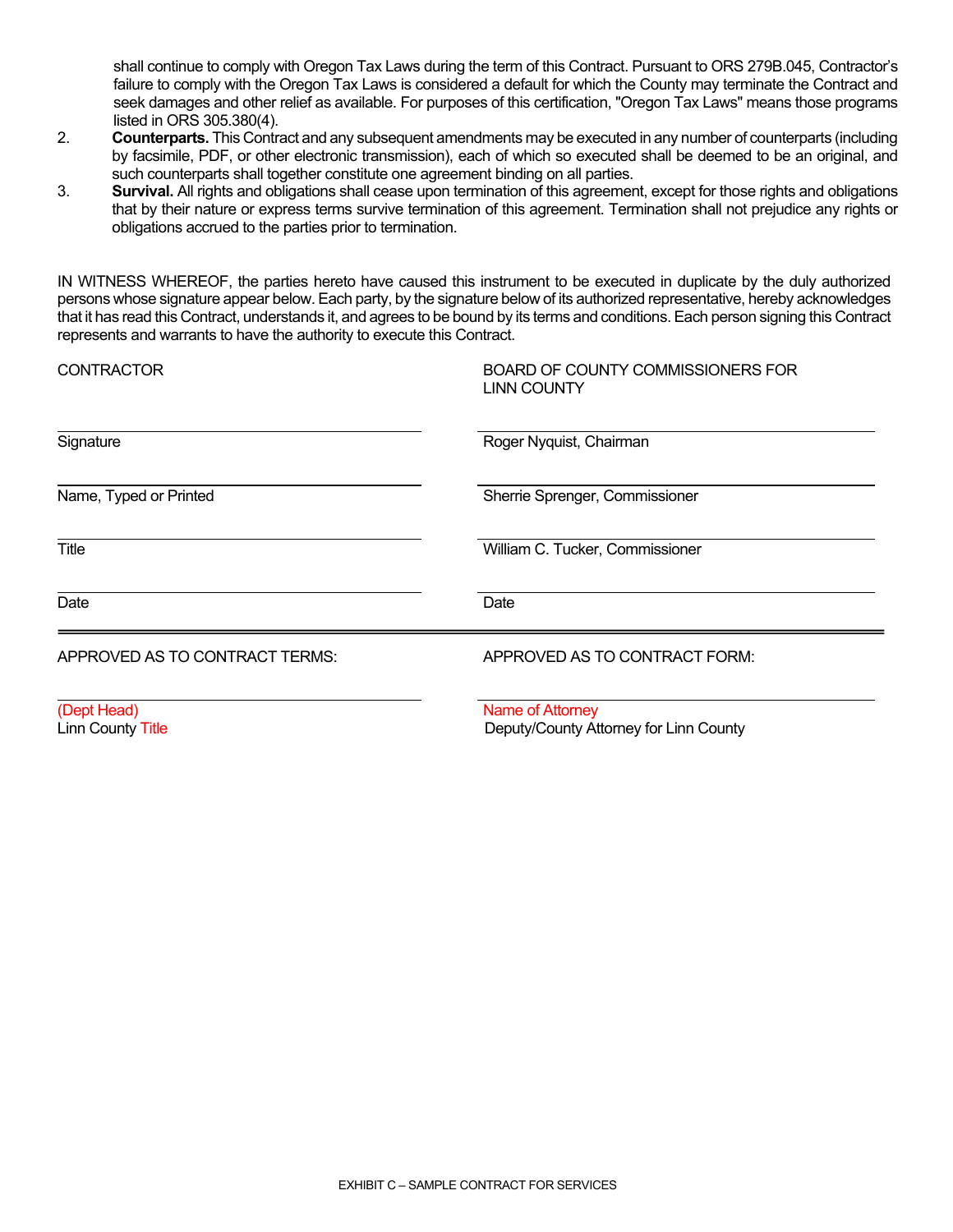shall continue to comply with Oregon Tax Laws during the term of this Contract. Pursuant to ORS 279B.045, Contractor's failure to comply with the Oregon Tax Laws is considered a default for which the County may terminate the Contract and seek damages and other relief as available. For purposes of this certification, "Oregon Tax Laws" means those programs listed in ORS 305.380(4).

2. **Counterparts.** This Contract and any subsequent amendments may be executed in any number of counterparts (including by facsimile, PDF, or other electronic transmission), each of which so executed shall be deemed to be an original, and such counterparts shall together constitute one agreement binding on all parties.
3. **Survival.** All rights and obligations shall cease upon termination of this agreement, except for those rights and obligations that by their nature or express terms survive termination of this agreement. Termination shall not prejudice any rights or obligations accrued to the parties prior to termination.

IN WITNESS WHEREOF, the parties hereto have caused this instrument to be executed in duplicate by the duly authorized persons whose signature appear below. Each party, by the signature below of its authorized representative, hereby acknowledges that it has read this Contract, understands it, and agrees to be bound by its terms and conditions. Each person signing this Contract represents and warrants to have the authority to execute this Contract.

| | |
|---|---|
| CONTRACTOR | BOARD OF COUNTY COMMISSIONERS FOR LINN COUNTY |
| ____________________ Signature | ____________________ Roger Nyquist, Chairman |
| ____________________ Name, Typed or Printed | ____________________ Sherrie Sprenger, Commissioner |
| ____________________ Title | ____________________ William C. Tucker, Commissioner |
| ____________________ Date | ____________________ Date |
| APPROVED AS TO CONTRACT TERMS: | APPROVED AS TO CONTRACT FORM: |
| ____________________ (Dept Head) Linn County Title | ____________________ Name of Attorney Deputy/County Attorney for Linn County |

EXHIBIT C – SAMPLE CONTRACT FOR SERVICES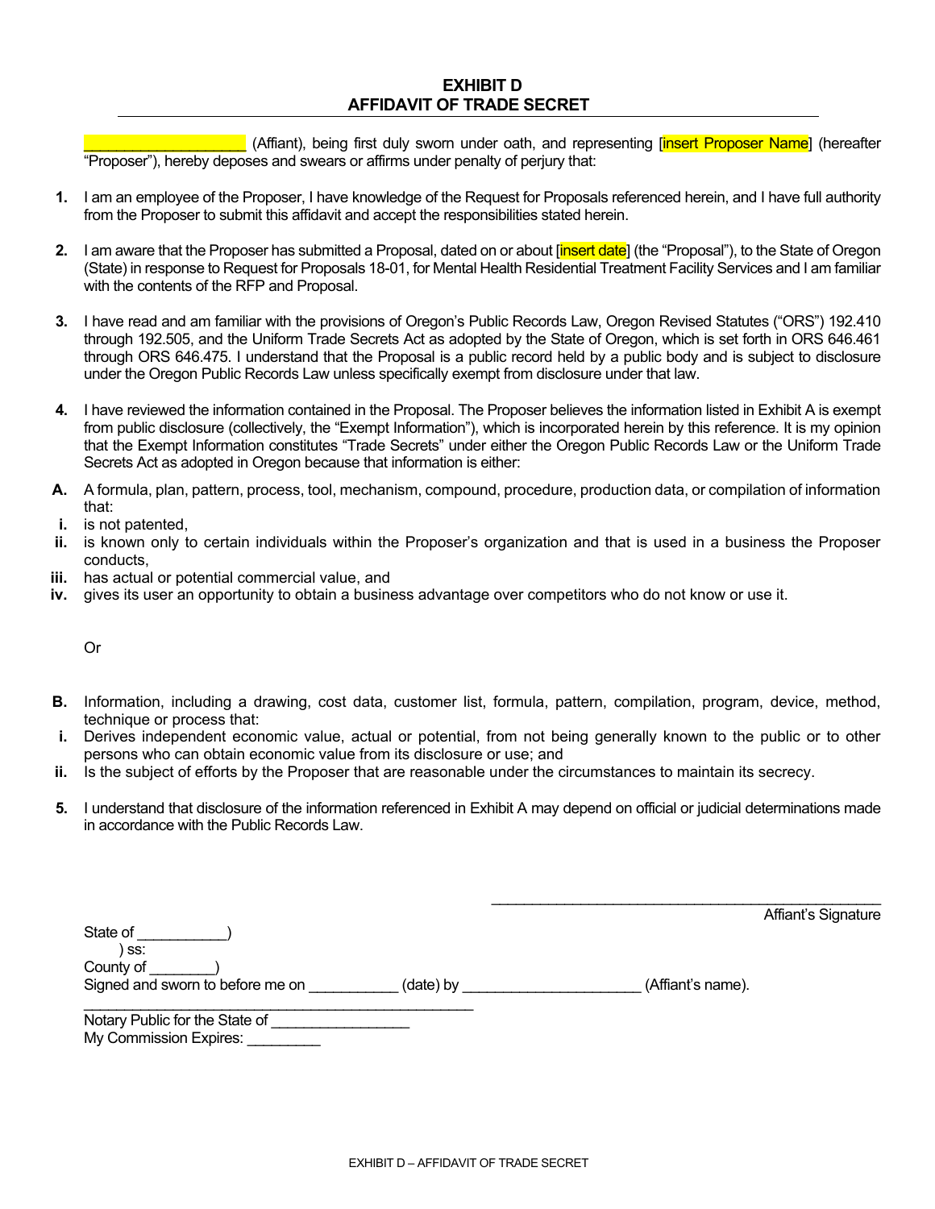# EXHIBIT D
# AFFIDAVIT OF TRADE SECRET

____________________ (Affiant), being first duly sworn under oath, and representing [insert Proposer Name] (hereafter "Proposer"), hereby deposes and swears or affirms under penalty of perjury that:

1. I am an employee of the Proposer, I have knowledge of the Request for Proposals referenced herein, and I have full authority from the Proposer to submit this affidavit and accept the responsibilities stated herein.

2. I am aware that the Proposer has submitted a Proposal, dated on or about [insert date] (the "Proposal"), to the State of Oregon (State) in response to Request for Proposals 18-01, for Mental Health Residential Treatment Facility Services and I am familiar with the contents of the RFP and Proposal.

3. I have read and am familiar with the provisions of Oregon's Public Records Law, Oregon Revised Statutes ("ORS") 192.410 through 192.505, and the Uniform Trade Secrets Act as adopted by the State of Oregon, which is set forth in ORS 646.461 through ORS 646.475. I understand that the Proposal is a public record held by a public body and is subject to disclosure under the Oregon Public Records Law unless specifically exempt from disclosure under that law.

4. I have reviewed the information contained in the Proposal. The Proposer believes the information listed in Exhibit A is exempt from public disclosure (collectively, the "Exempt Information"), which is incorporated herein by this reference. It is my opinion that the Exempt Information constitutes "Trade Secrets" under either the Oregon Public Records Law or the Uniform Trade Secrets Act as adopted in Oregon because that information is either:

**A.** A formula, plan, pattern, process, tool, mechanism, compound, procedure, production data, or compilation of information that:

**i.** is not patented,

**ii.** is known only to certain individuals within the Proposer's organization and that is used in a business the Proposer conducts,

**iii.** has actual or potential commercial value, and

**iv.** gives its user an opportunity to obtain a business advantage over competitors who do not know or use it.

Or

**B.** Information, including a drawing, cost data, customer list, formula, pattern, compilation, program, device, method, technique or process that:

**i.** Derives independent economic value, actual or potential, from not being generally known to the public or to other persons who can obtain economic value from its disclosure or use; and

**ii.** Is the subject of efforts by the Proposer that are reasonable under the circumstances to maintain its secrecy.

5. I understand that disclosure of the information referenced in Exhibit A may depend on official or judicial determinations made in accordance with the Public Records Law.

_______________________________________________
Affiant's Signature

State of ___________)
) ss:
County of ________)
Signed and sworn to before me on ___________ (date) by ______________________ (Affiant's name).

_________________________________________________
Notary Public for the State of _________________
My Commission Expires: _________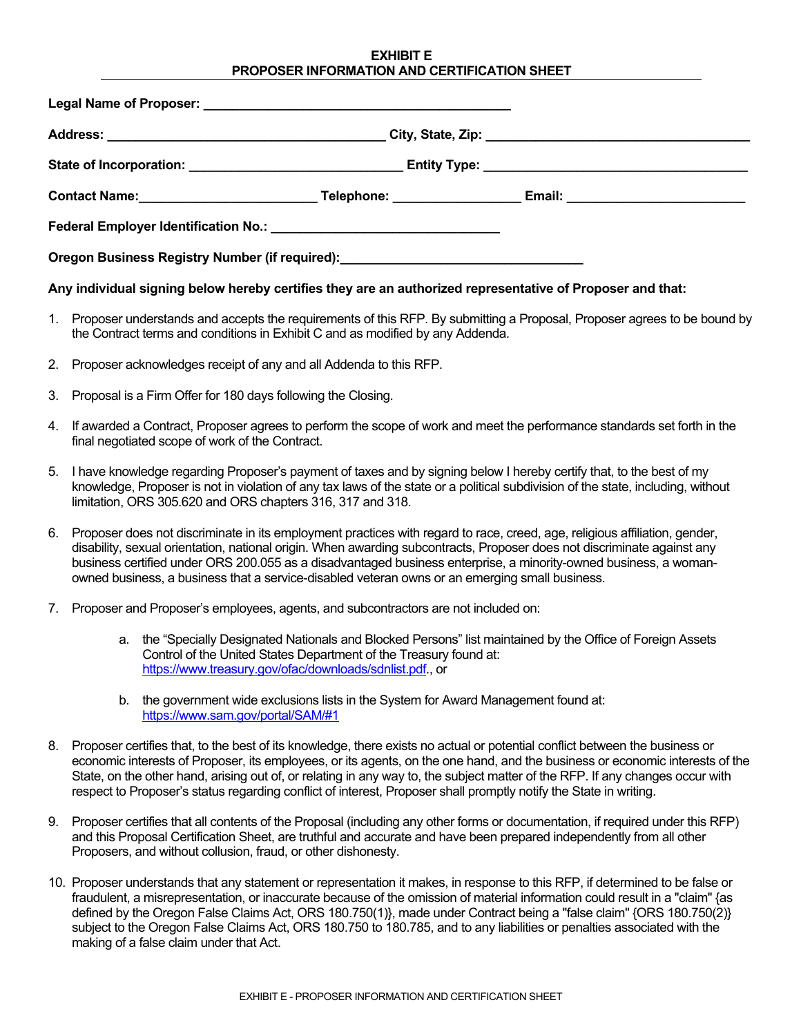# EXHIBIT E
# PROPOSER INFORMATION AND CERTIFICATION SHEET

**Legal Name of Proposer: \_\_\_\_\_\_\_\_\_\_\_\_\_\_\_\_\_\_\_\_\_\_\_\_\_\_\_\_\_\_\_\_\_\_\_\_\_\_\_\_\_\_\_\_**

**Address: \_\_\_\_\_\_\_\_\_\_\_\_\_\_\_\_\_\_\_\_\_\_\_\_\_\_\_\_\_\_\_\_\_\_\_\_\_\_\_\_ City, State, Zip: \_\_\_\_\_\_\_\_\_\_\_\_\_\_\_\_\_\_\_\_\_\_\_\_\_\_\_\_\_\_\_\_\_\_\_\_\_\_**

**State of Incorporation: \_\_\_\_\_\_\_\_\_\_\_\_\_\_\_\_\_\_\_\_\_\_\_\_\_\_\_\_\_\_ Entity Type: \_\_\_\_\_\_\_\_\_\_\_\_\_\_\_\_\_\_\_\_\_\_\_\_\_\_\_\_\_\_\_\_\_\_\_\_\_\_**

**Contact Name:\_\_\_\_\_\_\_\_\_\_\_\_\_\_\_\_\_\_\_\_\_\_\_\_\_ Telephone: \_\_\_\_\_\_\_\_\_\_\_\_\_\_\_\_\_\_ Email: \_\_\_\_\_\_\_\_\_\_\_\_\_\_\_\_\_\_\_\_\_\_\_\_\_**

**Federal Employer Identification No.: \_\_\_\_\_\_\_\_\_\_\_\_\_\_\_\_\_\_\_\_\_\_\_\_\_\_\_\_\_\_\_\_**

**Oregon Business Registry Number (if required):\_\_\_\_\_\_\_\_\_\_\_\_\_\_\_\_\_\_\_\_\_\_\_\_\_\_\_\_\_\_\_\_\_\_**

**Any individual signing below hereby certifies they are an authorized representative of Proposer and that:**

1. Proposer understands and accepts the requirements of this RFP. By submitting a Proposal, Proposer agrees to be bound by the Contract terms and conditions in Exhibit C and as modified by any Addenda.
2. Proposer acknowledges receipt of any and all Addenda to this RFP.
3. Proposal is a Firm Offer for 180 days following the Closing.
4. If awarded a Contract, Proposer agrees to perform the scope of work and meet the performance standards set forth in the final negotiated scope of work of the Contract.
5. I have knowledge regarding Proposer's payment of taxes and by signing below I hereby certify that, to the best of my knowledge, Proposer is not in violation of any tax laws of the state or a political subdivision of the state, including, without limitation, ORS 305.620 and ORS chapters 316, 317 and 318.
6. Proposer does not discriminate in its employment practices with regard to race, creed, age, religious affiliation, gender, disability, sexual orientation, national origin. When awarding subcontracts, Proposer does not discriminate against any business certified under ORS 200.055 as a disadvantaged business enterprise, a minority-owned business, a woman-owned business, a business that a service-disabled veteran owns or an emerging small business.
7. Proposer and Proposer's employees, agents, and subcontractors are not included on:
    a. the "Specially Designated Nationals and Blocked Persons" list maintained by the Office of Foreign Assets Control of the United States Department of the Treasury found at: https://www.treasury.gov/ofac/downloads/sdnlist.pdf., or
    b. the government wide exclusions lists in the System for Award Management found at: https://www.sam.gov/portal/SAM/#1
8. Proposer certifies that, to the best of its knowledge, there exists no actual or potential conflict between the business or economic interests of Proposer, its employees, or its agents, on the one hand, and the business or economic interests of the State, on the other hand, arising out of, or relating in any way to, the subject matter of the RFP. If any changes occur with respect to Proposer's status regarding conflict of interest, Proposer shall promptly notify the State in writing.
9. Proposer certifies that all contents of the Proposal (including any other forms or documentation, if required under this RFP) and this Proposal Certification Sheet, are truthful and accurate and have been prepared independently from all other Proposers, and without collusion, fraud, or other dishonesty.
10. Proposer understands that any statement or representation it makes, in response to this RFP, if determined to be false or fraudulent, a misrepresentation, or inaccurate because of the omission of material information could result in a "claim" {as defined by the Oregon False Claims Act, ORS 180.750(1)}, made under Contract being a "false claim" {ORS 180.750(2)} subject to the Oregon False Claims Act, ORS 180.750 to 180.785, and to any liabilities or penalties associated with the making of a false claim under that Act.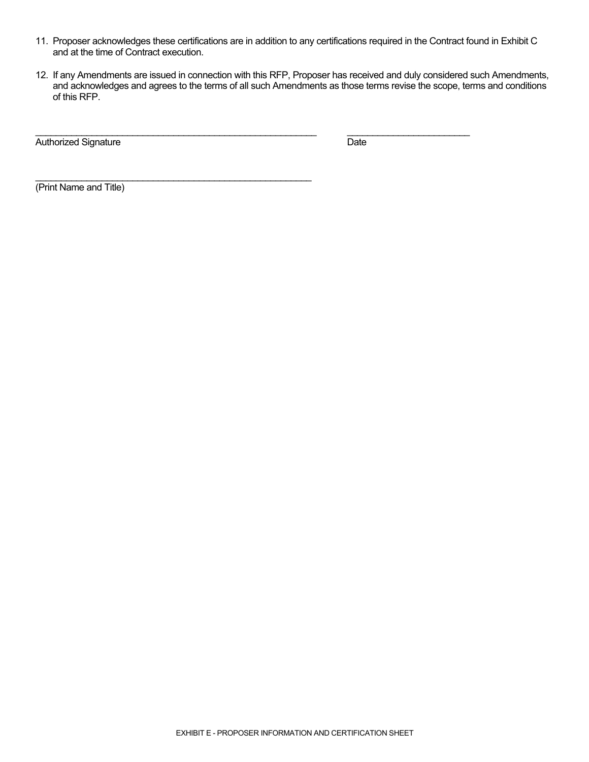11. Proposer acknowledges these certifications are in addition to any certifications required in the Contract found in Exhibit C and at the time of Contract execution.

12. If any Amendments are issued in connection with this RFP, Proposer has received and duly considered such Amendments, and acknowledges and agrees to the terms of all such Amendments as those terms revise the scope, terms and conditions of this RFP.

_______________________________________________ \_\_\_\_\_\_\_\_\_\_\_\_\_\_\_\_\_\_\_\_\_\_\_\_

Authorized Signature Date

_______________________________________________

(Print Name and Title)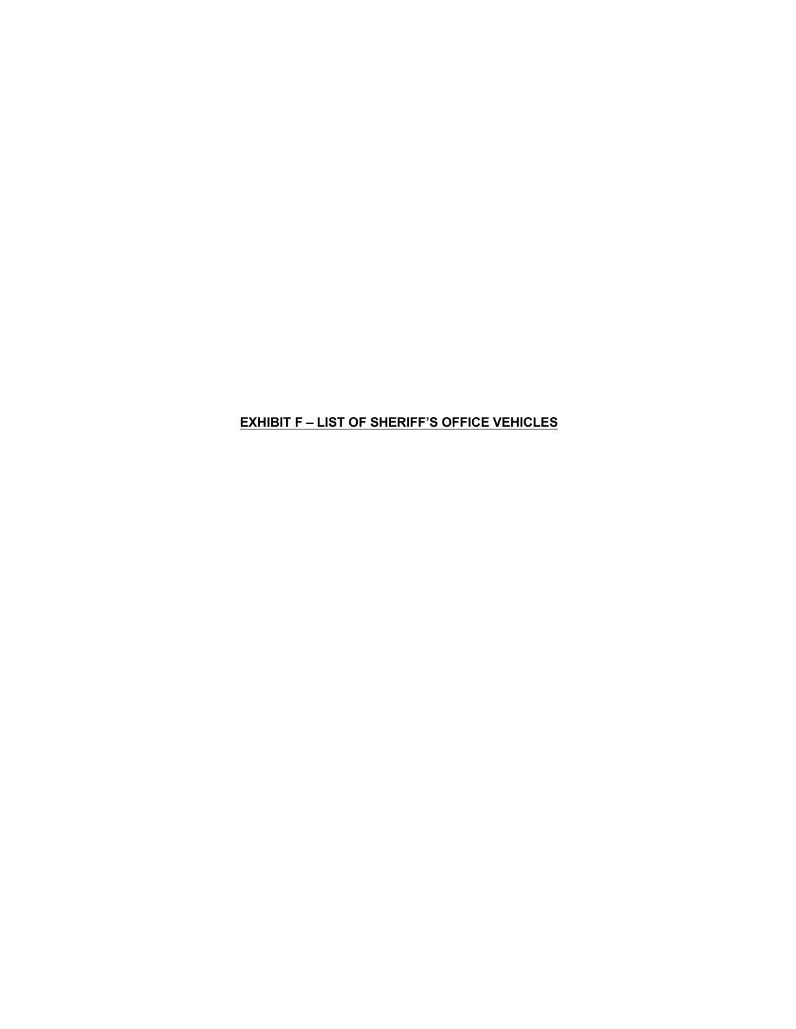**EXHIBIT F – LIST OF SHERIFF'S OFFICE VEHICLES**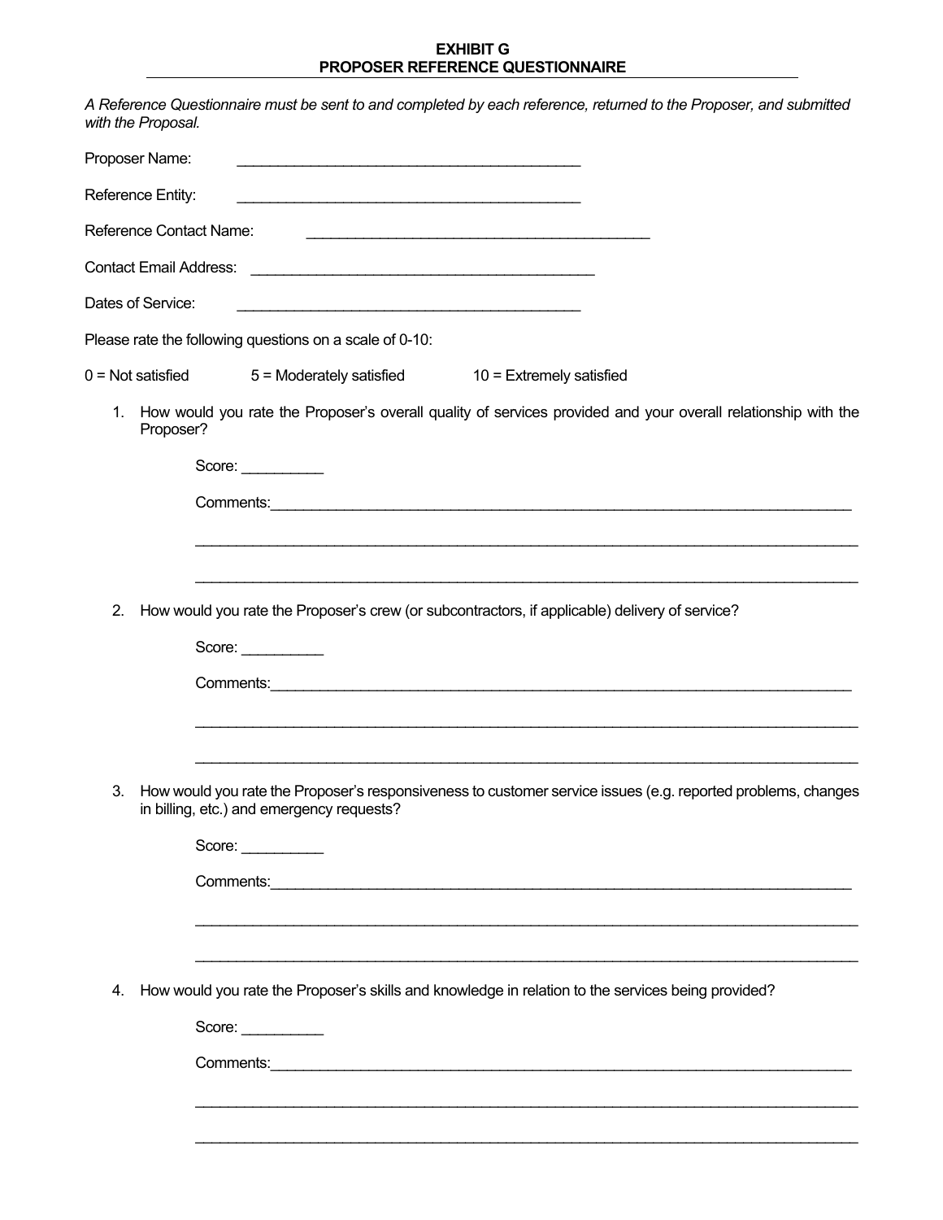**EXHIBIT G**
**PROPOSER REFERENCE QUESTIONNAIRE**

*A Reference Questionnaire must be sent to and completed by each reference, returned to the Proposer, and submitted with the Proposal.*

Proposer Name: ___________________________________________

Reference Entity: ___________________________________________

Reference Contact Name: ___________________________________________

Contact Email Address: ___________________________________________

Dates of Service: ___________________________________________

Please rate the following questions on a scale of 0-10:

0 = Not satisfied    5 = Moderately satisfied    10 = Extremely satisfied

1. How would you rate the Proposer's overall quality of services provided and your overall relationship with the Proposer?

   Score: __________

   Comments:_____________________________________________________________________________

   _____________________________________________________________________________________

   _____________________________________________________________________________________

2. How would you rate the Proposer's crew (or subcontractors, if applicable) delivery of service?

   Score: __________

   Comments:_____________________________________________________________________________

   _____________________________________________________________________________________

   _____________________________________________________________________________________

3. How would you rate the Proposer's responsiveness to customer service issues (e.g. reported problems, changes in billing, etc.) and emergency requests?

   Score: __________

   Comments:_____________________________________________________________________________

   _____________________________________________________________________________________

   _____________________________________________________________________________________

4. How would you rate the Proposer's skills and knowledge in relation to the services being provided?

   Score: __________

   Comments:_____________________________________________________________________________

   _____________________________________________________________________________________

   _____________________________________________________________________________________